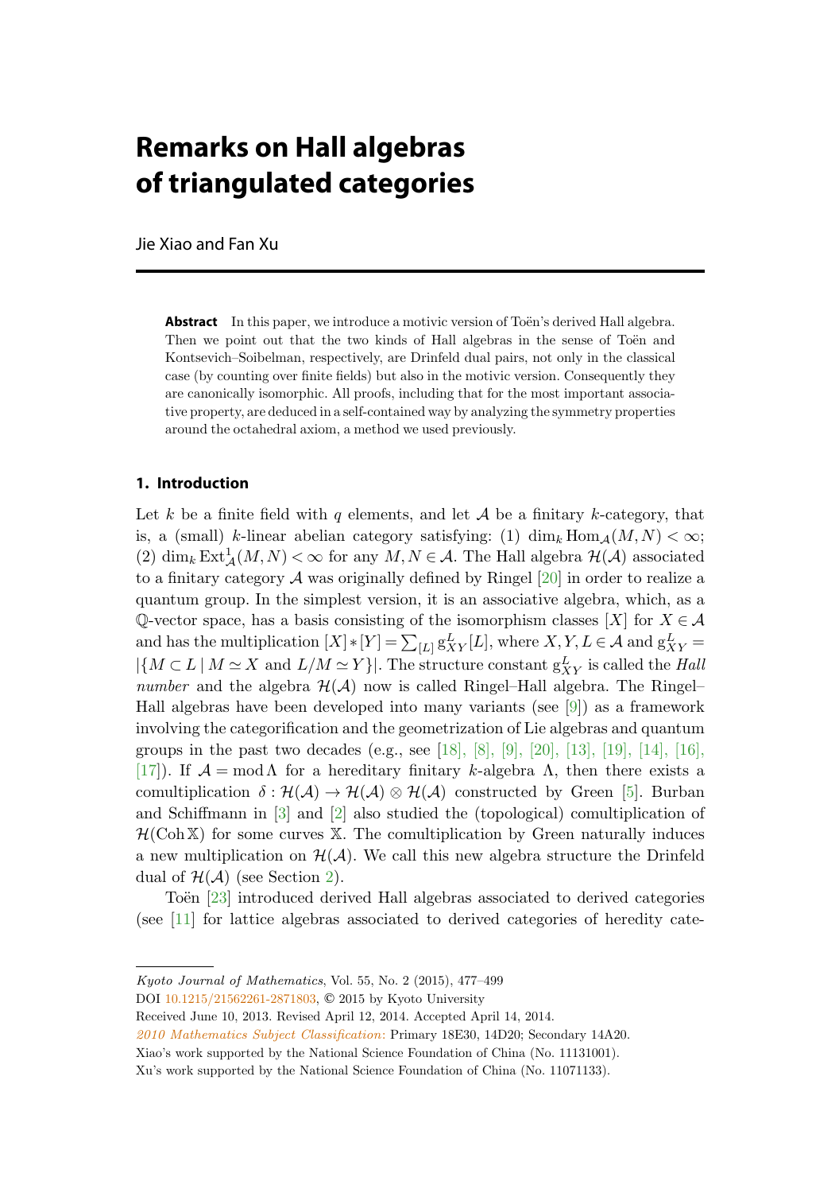# Remarks on Hall algebras of triangulated categories

Jie Xiao and Fan Xu

**Abstract** In this paper, we introduce a motivic version of Toën's derived Hall algebra. Then we point out that the two kinds of Hall algebras in the sense of Toën and Kontsevich–Soibelman, respectively, are Drinfeld dual pairs, not only in the classical case (by counting over finite fields) but also in the motivic version. Consequently they are canonically isomorphic. All proofs, including that for the most important associative property, are deduced in a self-contained way by analyzing the symmetry properties around the octahedral axiom, a method we used previously.

## 1. Introduction

Let $k$ be a finite field with $q$ elements, and let $\mathcal{A}$ be a finitary $k$-category, that is, a (small) $k$-linear abelian category satisfying: (1) $\dim_k \operatorname{Hom}_{\mathcal{A}}(M,N) < \infty$; (2) $\dim_k \operatorname{Ext}^1_{\mathcal{A}}(M,N) < \infty$ for any $M,N \in \mathcal{A}$. The Hall algebra $\mathcal{H}(\mathcal{A})$ associated to a finitary category $\mathcal{A}$ was originally defined by Ringel [20] in order to realize a quantum group. In the simplest version, it is an associative algebra, which, as a $\mathbb{Q}$-vector space, has a basis consisting of the isomorphism classes $[X]$ for $X \in \mathcal{A}$ and has the multiplication $[X] * [Y] = \sum_{[L]} \mathrm{g}^L_{XY}[L]$, where $X, Y, L \in \mathcal{A}$ and $\mathrm{g}^L_{XY} = |\{M \subset L \mid M \simeq X \text{ and } L/M \simeq Y\}|$. The structure constant $\mathrm{g}^L_{XY}$ is called the *Hall number* and the algebra $\mathcal{H}(\mathcal{A})$ now is called Ringel–Hall algebra. The Ringel–Hall algebras have been developed into many variants (see [9]) as a framework involving the categorification and the geometrization of Lie algebras and quantum groups in the past two decades (e.g., see [18], [8], [9], [20], [13], [19], [14], [16], [17]). If $\mathcal{A} = \operatorname{mod}\Lambda$ for a hereditary finitary $k$-algebra $\Lambda$, then there exists a comultiplication $\delta : \mathcal{H}(\mathcal{A}) \to \mathcal{H}(\mathcal{A}) \otimes \mathcal{H}(\mathcal{A})$ constructed by Green [5]. Burban and Schiffmann in [3] and [2] also studied the (topological) comultiplication of $\mathcal{H}(\operatorname{Coh}\mathbb{X})$ for some curves $\mathbb{X}$. The comultiplication by Green naturally induces a new multiplication on $\mathcal{H}(\mathcal{A})$. We call this new algebra structure the Drinfeld dual of $\mathcal{H}(\mathcal{A})$ (see Section 2).

Toën [23] introduced derived Hall algebras associated to derived categories (see [11] for lattice algebras associated to derived categories of heredity cate-

---

*Kyoto Journal of Mathematics*, Vol. 55, No. 2 (2015), 477–499

DOI 10.1215/21562261-2871803, © 2015 by Kyoto University

Received June 10, 2013. Revised April 12, 2014. Accepted April 14, 2014.

*2010 Mathematics Subject Classification:* Primary 18E30, 14D20; Secondary 14A20.

Xiao's work supported by the National Science Foundation of China (No. 11131001).

Xu's work supported by the National Science Foundation of China (No. 11071133).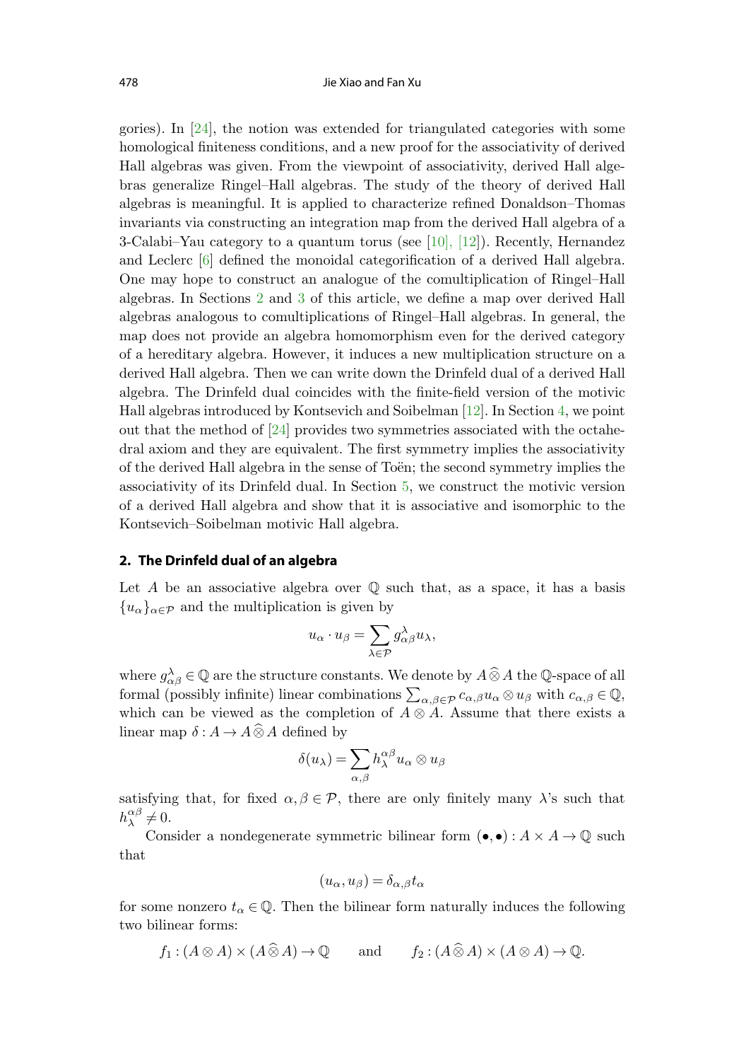gories). In [24], the notion was extended for triangulated categories with some homological finiteness conditions, and a new proof for the associativity of derived Hall algebras was given. From the viewpoint of associativity, derived Hall algebras generalize Ringel–Hall algebras. The study of the theory of derived Hall algebras is meaningful. It is applied to characterize refined Donaldson–Thomas invariants via constructing an integration map from the derived Hall algebra of a 3-Calabi–Yau category to a quantum torus (see [10], [12]). Recently, Hernandez and Leclerc [6] defined the monoidal categorification of a derived Hall algebra. One may hope to construct an analogue of the comultiplication of Ringel–Hall algebras. In Sections 2 and 3 of this article, we define a map over derived Hall algebras analogous to comultiplications of Ringel–Hall algebras. In general, the map does not provide an algebra homomorphism even for the derived category of a hereditary algebra. However, it induces a new multiplication structure on a derived Hall algebra. Then we can write down the Drinfeld dual of a derived Hall algebra. The Drinfeld dual coincides with the finite-field version of the motivic Hall algebras introduced by Kontsevich and Soibelman [12]. In Section 4, we point out that the method of [24] provides two symmetries associated with the octahedral axiom and they are equivalent. The first symmetry implies the associativity of the derived Hall algebra in the sense of Toën; the second symmetry implies the associativity of its Drinfeld dual. In Section 5, we construct the motivic version of a derived Hall algebra and show that it is associative and isomorphic to the Kontsevich–Soibelman motivic Hall algebra.

## 2. The Drinfeld dual of an algebra

Let $A$ be an associative algebra over $\mathbb{Q}$ such that, as a space, it has a basis $\{u_\alpha\}_{\alpha\in\mathcal{P}}$ and the multiplication is given by

$$u_\alpha \cdot u_\beta = \sum_{\lambda\in\mathcal{P}} g_{\alpha\beta}^{\lambda} u_\lambda,$$

where $g_{\alpha\beta}^{\lambda} \in \mathbb{Q}$ are the structure constants. We denote by $A \widehat{\otimes} A$ the $\mathbb{Q}$-space of all formal (possibly infinite) linear combinations $\sum_{\alpha,\beta\in\mathcal{P}} c_{\alpha,\beta} u_\alpha \otimes u_\beta$ with $c_{\alpha,\beta} \in \mathbb{Q}$, which can be viewed as the completion of $A \otimes A$. Assume that there exists a linear map $\delta : A \to A \widehat{\otimes} A$ defined by

$$\delta(u_\lambda) = \sum_{\alpha,\beta} h_\lambda^{\alpha\beta} u_\alpha \otimes u_\beta$$

satisfying that, for fixed $\alpha, \beta \in \mathcal{P}$, there are only finitely many $\lambda$'s such that $h_\lambda^{\alpha\beta} \neq 0$.

Consider a nondegenerate symmetric bilinear form $(\bullet,\bullet) : A \times A \to \mathbb{Q}$ such that

$$(u_\alpha, u_\beta) = \delta_{\alpha,\beta} t_\alpha$$

for some nonzero $t_\alpha \in \mathbb{Q}$. Then the bilinear form naturally induces the following two bilinear forms:

$$f_1 : (A \otimes A) \times (A \widehat{\otimes} A) \to \mathbb{Q} \qquad \text{and} \qquad f_2 : (A \widehat{\otimes} A) \times (A \otimes A) \to \mathbb{Q}.$$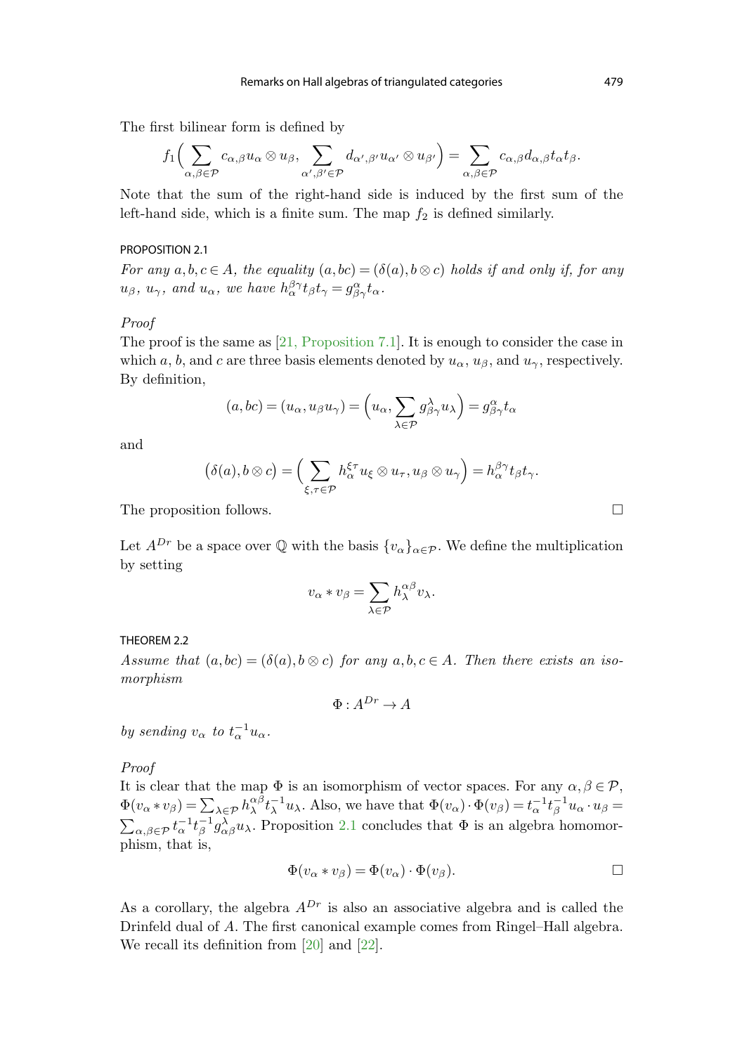The first bilinear form is defined by

$$f_1\Big(\sum_{\alpha,\beta\in\mathcal{P}} c_{\alpha,\beta} u_\alpha\otimes u_\beta,\ \sum_{\alpha',\beta'\in\mathcal{P}} d_{\alpha',\beta'} u_{\alpha'}\otimes u_{\beta'}\Big)=\sum_{\alpha,\beta\in\mathcal{P}} c_{\alpha,\beta} d_{\alpha,\beta} t_\alpha t_\beta.$$

Note that the sum of the right-hand side is induced by the first sum of the left-hand side, which is a finite sum. The map $f_2$ is defined similarly.

PROPOSITION 2.1

*For any $a,b,c\in A$, the equality $(a,bc)=(\delta(a),b\otimes c)$ holds if and only if, for any $u_\beta$, $u_\gamma$, and $u_\alpha$, we have $h_\alpha^{\beta\gamma} t_\beta t_\gamma = g_{\beta\gamma}^\alpha t_\alpha$.*

*Proof*

The proof is the same as [21, Proposition 7.1]. It is enough to consider the case in which $a$, $b$, and $c$ are three basis elements denoted by $u_\alpha$, $u_\beta$, and $u_\gamma$, respectively. By definition,

$$(a,bc)=(u_\alpha,u_\beta u_\gamma)=\Big(u_\alpha,\sum_{\lambda\in\mathcal{P}} g_{\beta\gamma}^\lambda u_\lambda\Big)=g_{\beta\gamma}^\alpha t_\alpha$$

and

$$\big(\delta(a),b\otimes c\big)=\Big(\sum_{\xi,\tau\in\mathcal{P}} h_\alpha^{\xi\tau} u_\xi\otimes u_\tau, u_\beta\otimes u_\gamma\Big)=h_\alpha^{\beta\gamma} t_\beta t_\gamma.$$

The proposition follows. □

Let $A^{Dr}$ be a space over $\mathbb{Q}$ with the basis $\{v_\alpha\}_{\alpha\in\mathcal{P}}$. We define the multiplication by setting

$$v_\alpha * v_\beta=\sum_{\lambda\in\mathcal{P}} h_\lambda^{\alpha\beta} v_\lambda.$$

THEOREM 2.2

*Assume that $(a,bc)=(\delta(a),b\otimes c)$ for any $a,b,c\in A$. Then there exists an isomorphism*

$$\Phi: A^{Dr}\to A$$

*by sending $v_\alpha$ to $t_\alpha^{-1}u_\alpha$.*

*Proof*

It is clear that the map $\Phi$ is an isomorphism of vector spaces. For any $\alpha,\beta\in\mathcal{P}$, $\Phi(v_\alpha * v_\beta)=\sum_{\lambda\in\mathcal{P}} h_\lambda^{\alpha\beta} t_\lambda^{-1} u_\lambda$. Also, we have that $\Phi(v_\alpha)\cdot\Phi(v_\beta)=t_\alpha^{-1}t_\beta^{-1}u_\alpha\cdot u_\beta=\sum_{\alpha,\beta\in\mathcal{P}} t_\alpha^{-1}t_\beta^{-1} g_{\alpha\beta}^\lambda u_\lambda$. Proposition 2.1 concludes that $\Phi$ is an algebra homomorphism, that is,

$$\Phi(v_\alpha * v_\beta)=\Phi(v_\alpha)\cdot\Phi(v_\beta).$$

□

As a corollary, the algebra $A^{Dr}$ is also an associative algebra and is called the Drinfeld dual of $A$. The first canonical example comes from Ringel–Hall algebra. We recall its definition from [20] and [22].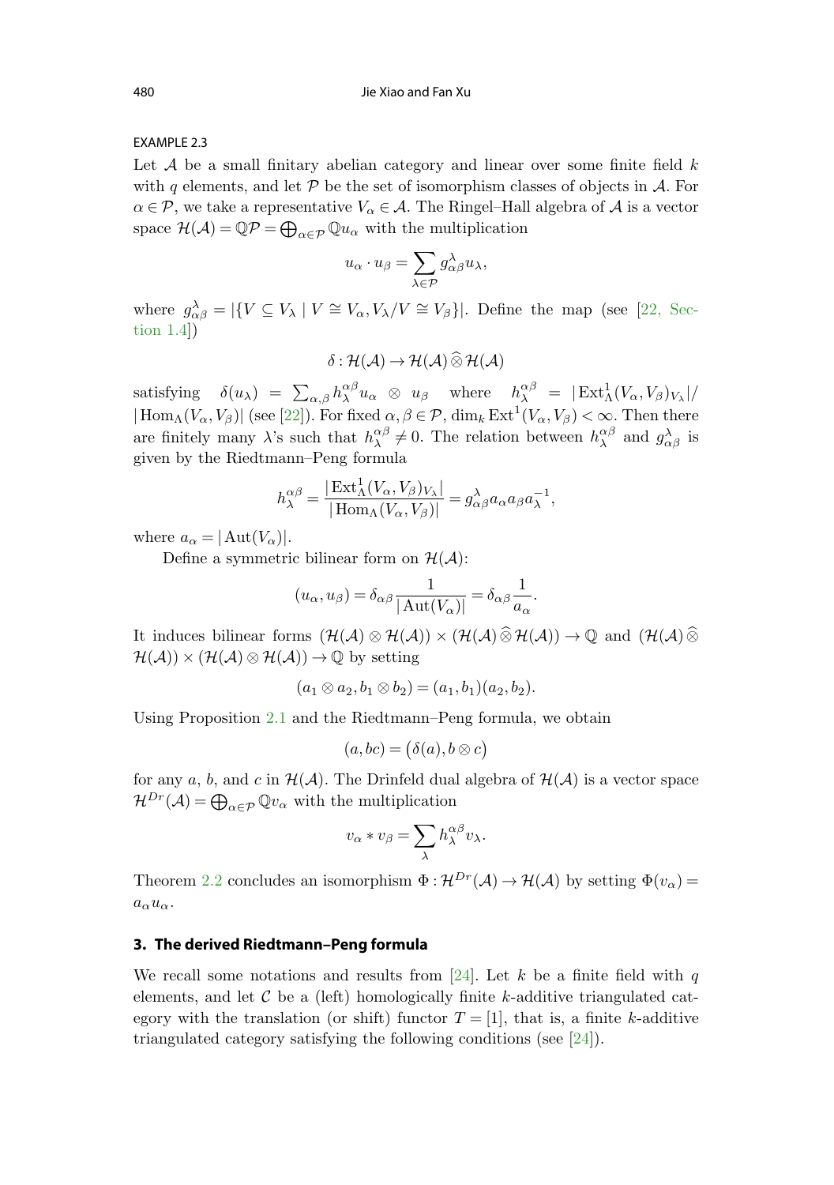EXAMPLE 2.3

Let $\mathcal{A}$ be a small finitary abelian category and linear over some finite field $k$ with $q$ elements, and let $\mathcal{P}$ be the set of isomorphism classes of objects in $\mathcal{A}$. For $\alpha \in \mathcal{P}$, we take a representative $V_\alpha \in \mathcal{A}$. The Ringel–Hall algebra of $\mathcal{A}$ is a vector space $\mathcal{H}(\mathcal{A}) = \mathbb{Q}\mathcal{P} = \bigoplus_{\alpha\in\mathcal{P}} \mathbb{Q}u_\alpha$ with the multiplication

$$u_\alpha \cdot u_\beta = \sum_{\lambda\in\mathcal{P}} g_{\alpha\beta}^{\lambda} u_\lambda,$$

where $g_{\alpha\beta}^{\lambda} = |\{V \subseteq V_\lambda \mid V \cong V_\alpha, V_\lambda/V \cong V_\beta\}|$. Define the map (see [22, Section 1.4])

$$\delta : \mathcal{H}(\mathcal{A}) \to \mathcal{H}(\mathcal{A}) \widehat{\otimes} \mathcal{H}(\mathcal{A})$$

satisfying $\delta(u_\lambda) = \sum_{\alpha,\beta} h_\lambda^{\alpha\beta} u_\alpha \otimes u_\beta$ where $h_\lambda^{\alpha\beta} = |\operatorname{Ext}^1_\Lambda(V_\alpha, V_\beta)_{V_\lambda}| / |\operatorname{Hom}_\Lambda(V_\alpha, V_\beta)|$ (see [22]). For fixed $\alpha, \beta \in \mathcal{P}$, $\dim_k \operatorname{Ext}^1(V_\alpha, V_\beta) < \infty$. Then there are finitely many $\lambda$'s such that $h_\lambda^{\alpha\beta} \neq 0$. The relation between $h_\lambda^{\alpha\beta}$ and $g_{\alpha\beta}^{\lambda}$ is given by the Riedtmann–Peng formula

$$h_\lambda^{\alpha\beta} = \frac{|\operatorname{Ext}^1_\Lambda(V_\alpha, V_\beta)_{V_\lambda}|}{|\operatorname{Hom}_\Lambda(V_\alpha, V_\beta)|} = g_{\alpha\beta}^{\lambda} a_\alpha a_\beta a_\lambda^{-1},$$

where $a_\alpha = |\operatorname{Aut}(V_\alpha)|$.

Define a symmetric bilinear form on $\mathcal{H}(\mathcal{A})$:

$$(u_\alpha, u_\beta) = \delta_{\alpha\beta} \frac{1}{|\operatorname{Aut}(V_\alpha)|} = \delta_{\alpha\beta} \frac{1}{a_\alpha}.$$

It induces bilinear forms $(\mathcal{H}(\mathcal{A}) \otimes \mathcal{H}(\mathcal{A})) \times (\mathcal{H}(\mathcal{A}) \widehat{\otimes} \mathcal{H}(\mathcal{A})) \to \mathbb{Q}$ and $(\mathcal{H}(\mathcal{A}) \widehat{\otimes} \mathcal{H}(\mathcal{A})) \times (\mathcal{H}(\mathcal{A}) \otimes \mathcal{H}(\mathcal{A})) \to \mathbb{Q}$ by setting

$$(a_1 \otimes a_2, b_1 \otimes b_2) = (a_1, b_1)(a_2, b_2).$$

Using Proposition 2.1 and the Riedtmann–Peng formula, we obtain

$$(a, bc) = \big(\delta(a), b \otimes c\big)$$

for any $a$, $b$, and $c$ in $\mathcal{H}(\mathcal{A})$. The Drinfeld dual algebra of $\mathcal{H}(\mathcal{A})$ is a vector space $\mathcal{H}^{Dr}(\mathcal{A}) = \bigoplus_{\alpha\in\mathcal{P}} \mathbb{Q}v_\alpha$ with the multiplication

$$v_\alpha * v_\beta = \sum_\lambda h_\lambda^{\alpha\beta} v_\lambda.$$

Theorem 2.2 concludes an isomorphism $\Phi : \mathcal{H}^{Dr}(\mathcal{A}) \to \mathcal{H}(\mathcal{A})$ by setting $\Phi(v_\alpha) = a_\alpha u_\alpha$.

## 3. The derived Riedtmann–Peng formula

We recall some notations and results from [24]. Let $k$ be a finite field with $q$ elements, and let $\mathcal{C}$ be a (left) homologically finite $k$-additive triangulated category with the translation (or shift) functor $T = [1]$, that is, a finite $k$-additive triangulated category satisfying the following conditions (see [24]).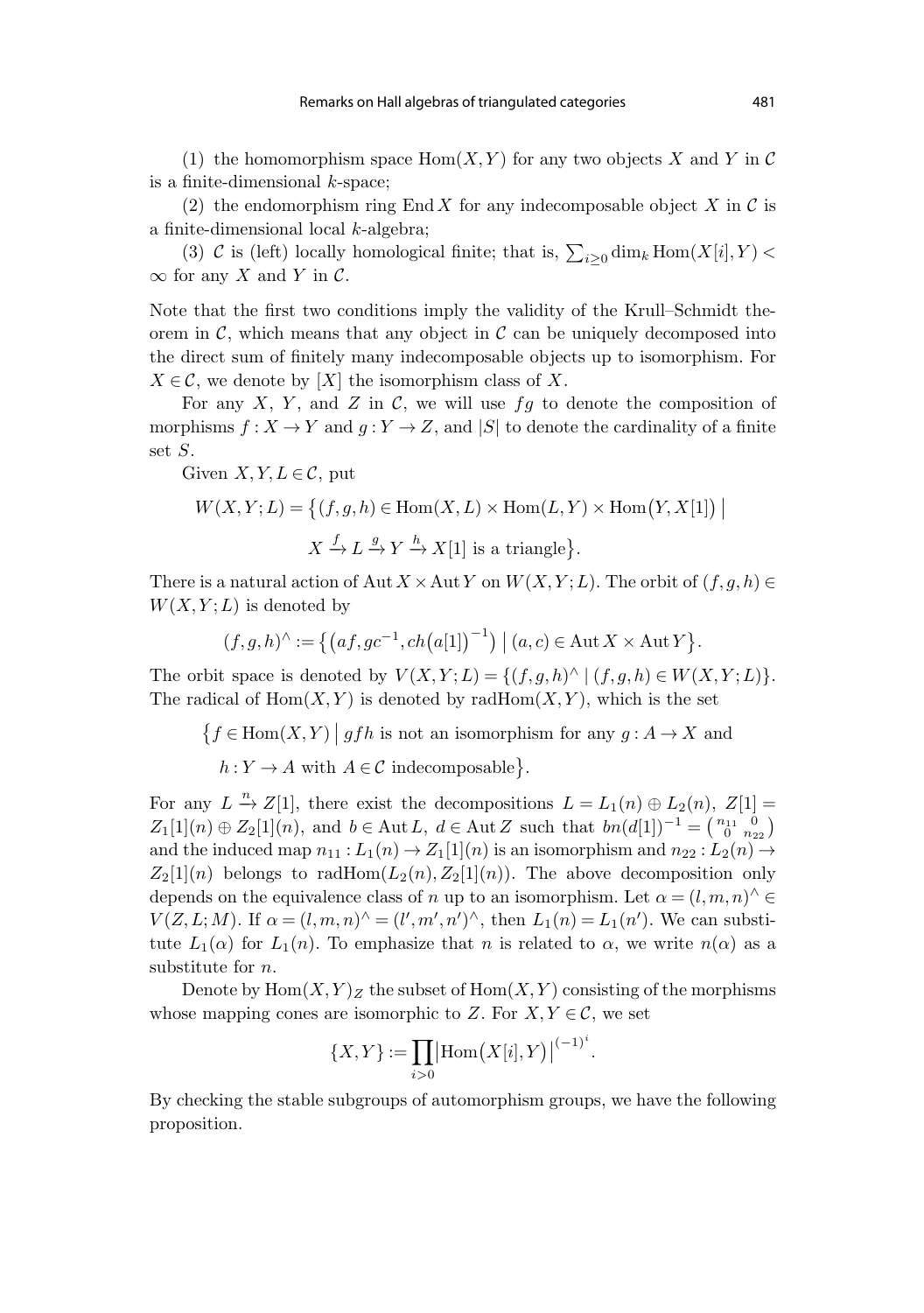(1) the homomorphism space $\mathrm{Hom}(X,Y)$ for any two objects $X$ and $Y$ in $\mathcal{C}$ is a finite-dimensional $k$-space;

(2) the endomorphism ring $\mathrm{End}\, X$ for any indecomposable object $X$ in $\mathcal{C}$ is a finite-dimensional local $k$-algebra;

(3) $\mathcal{C}$ is (left) locally homological finite; that is, $\sum_{i\geq 0} \dim_k \mathrm{Hom}(X[i],Y) < \infty$ for any $X$ and $Y$ in $\mathcal{C}$.

Note that the first two conditions imply the validity of the Krull–Schmidt theorem in $\mathcal{C}$, which means that any object in $\mathcal{C}$ can be uniquely decomposed into the direct sum of finitely many indecomposable objects up to isomorphism. For $X \in \mathcal{C}$, we denote by $[X]$ the isomorphism class of $X$.

For any $X$, $Y$, and $Z$ in $\mathcal{C}$, we will use $fg$ to denote the composition of morphisms $f: X \to Y$ and $g: Y \to Z$, and $|S|$ to denote the cardinality of a finite set $S$.

Given $X, Y, L \in \mathcal{C}$, put

$$W(X,Y;L) = \big\{(f,g,h) \in \mathrm{Hom}(X,L) \times \mathrm{Hom}(L,Y) \times \mathrm{Hom}\big(Y,X[1]\big) \bigm| X \xrightarrow{f} L \xrightarrow{g} Y \xrightarrow{h} X[1] \text{ is a triangle}\big\}.$$

There is a natural action of $\mathrm{Aut}\, X \times \mathrm{Aut}\, Y$ on $W(X,Y;L)$. The orbit of $(f,g,h) \in W(X,Y;L)$ is denoted by

$$(f,g,h)^{\wedge} := \big\{\big(af, gc^{-1}, ch\big(a[1]\big)^{-1}\big) \bigm| (a,c) \in \mathrm{Aut}\, X \times \mathrm{Aut}\, Y\big\}.$$

The orbit space is denoted by $V(X,Y;L) = \{(f,g,h)^{\wedge} \mid (f,g,h) \in W(X,Y;L)\}$. The radical of $\mathrm{Hom}(X,Y)$ is denoted by $\mathrm{radHom}(X,Y)$, which is the set

$$\big\{f \in \mathrm{Hom}(X,Y) \bigm| gfh \text{ is not an isomorphism for any } g: A \to X \text{ and } h: Y \to A \text{ with } A \in \mathcal{C} \text{ indecomposable}\big\}.$$

For any $L \xrightarrow{n} Z[1]$, there exist the decompositions $L = L_1(n) \oplus L_2(n)$, $Z[1] = Z_1[1](n) \oplus Z_2[1](n)$, and $b \in \mathrm{Aut}\, L$, $d \in \mathrm{Aut}\, Z$ such that $bn(d[1])^{-1} = \left(\begin{smallmatrix} n_{11} & 0 \\ 0 & n_{22} \end{smallmatrix}\right)$ and the induced map $n_{11}: L_1(n) \to Z_1[1](n)$ is an isomorphism and $n_{22}: L_2(n) \to Z_2[1](n)$ belongs to $\mathrm{radHom}(L_2(n), Z_2[1](n))$. The above decomposition only depends on the equivalence class of $n$ up to an isomorphism. Let $\alpha = (l,m,n)^{\wedge} \in V(Z,L;M)$. If $\alpha = (l,m,n)^{\wedge} = (l',m',n')^{\wedge}$, then $L_1(n) = L_1(n')$. We can substitute $L_1(\alpha)$ for $L_1(n)$. To emphasize that $n$ is related to $\alpha$, we write $n(\alpha)$ as a substitute for $n$.

Denote by $\mathrm{Hom}(X,Y)_Z$ the subset of $\mathrm{Hom}(X,Y)$ consisting of the morphisms whose mapping cones are isomorphic to $Z$. For $X, Y \in \mathcal{C}$, we set

$$\{X,Y\} := \prod_{i>0} \big|\mathrm{Hom}\big(X[i],Y\big)\big|^{(-1)^i}.$$

By checking the stable subgroups of automorphism groups, we have the following proposition.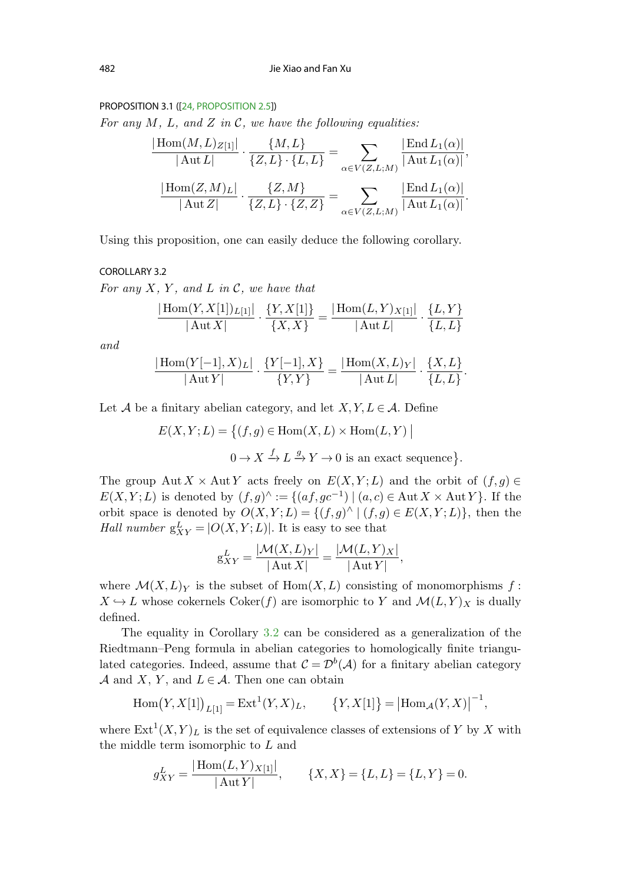PROPOSITION 3.1 ([24, PROPOSITION 2.5])

*For any $M$, $L$, and $Z$ in $\mathcal{C}$, we have the following equalities:*

$$\frac{|\operatorname{Hom}(M,L)_{Z[1]}|}{|\operatorname{Aut} L|}\cdot\frac{\{M,L\}}{\{Z,L\}\cdot\{L,L\}}=\sum_{\alpha\in V(Z,L;M)}\frac{|\operatorname{End} L_1(\alpha)|}{|\operatorname{Aut} L_1(\alpha)|},$$

$$\frac{|\operatorname{Hom}(Z,M)_{L}|}{|\operatorname{Aut} Z|}\cdot\frac{\{Z,M\}}{\{Z,L\}\cdot\{Z,Z\}}=\sum_{\alpha\in V(Z,L;M)}\frac{|\operatorname{End} L_1(\alpha)|}{|\operatorname{Aut} L_1(\alpha)|}.$$

Using this proposition, one can easily deduce the following corollary.

COROLLARY 3.2

*For any $X$, $Y$, and $L$ in $\mathcal{C}$, we have that*

$$\frac{|\operatorname{Hom}(Y,X[1])_{L[1]}|}{|\operatorname{Aut} X|}\cdot\frac{\{Y,X[1]\}}{\{X,X\}}=\frac{|\operatorname{Hom}(L,Y)_{X[1]}|}{|\operatorname{Aut} L|}\cdot\frac{\{L,Y\}}{\{L,L\}}$$

*and*

$$\frac{|\operatorname{Hom}(Y[-1],X)_{L}|}{|\operatorname{Aut} Y|}\cdot\frac{\{Y[-1],X\}}{\{Y,Y\}}=\frac{|\operatorname{Hom}(X,L)_{Y}|}{|\operatorname{Aut} L|}\cdot\frac{\{X,L\}}{\{L,L\}}.$$

Let $\mathcal{A}$ be a finitary abelian category, and let $X,Y,L\in\mathcal{A}$. Define

$$E(X,Y;L)=\big\{(f,g)\in\operatorname{Hom}(X,L)\times\operatorname{Hom}(L,Y)\ \big|\ 0\to X\xrightarrow{f}L\xrightarrow{g}Y\to 0 \text{ is an exact sequence}\big\}.$$

The group $\operatorname{Aut} X\times\operatorname{Aut} Y$ acts freely on $E(X,Y;L)$ and the orbit of $(f,g)\in E(X,Y;L)$ is denoted by $(f,g)^\wedge:=\{(af,gc^{-1})\mid(a,c)\in\operatorname{Aut} X\times\operatorname{Aut} Y\}$. If the orbit space is denoted by $O(X,Y;L)=\{(f,g)^\wedge\mid(f,g)\in E(X,Y;L)\}$, then the *Hall number* $\mathrm{g}_{XY}^{L}=|O(X,Y;L)|$. It is easy to see that

$$\mathrm{g}_{XY}^{L}=\frac{|\mathcal{M}(X,L)_Y|}{|\operatorname{Aut} X|}=\frac{|\mathcal{M}(L,Y)_X|}{|\operatorname{Aut} Y|},$$

where $\mathcal{M}(X,L)_Y$ is the subset of $\operatorname{Hom}(X,L)$ consisting of monomorphisms $f: X\hookrightarrow L$ whose cokernels $\operatorname{Coker}(f)$ are isomorphic to $Y$ and $\mathcal{M}(L,Y)_X$ is dually defined.

The equality in Corollary 3.2 can be considered as a generalization of the Riedtmann–Peng formula in abelian categories to homologically finite triangulated categories. Indeed, assume that $\mathcal{C}=\mathcal{D}^b(\mathcal{A})$ for a finitary abelian category $\mathcal{A}$ and $X$, $Y$, and $L\in\mathcal{A}$. Then one can obtain

$$\operatorname{Hom}\big(Y,X[1]\big)_{L[1]}=\operatorname{Ext}^1(Y,X)_L,\qquad \big\{Y,X[1]\big\}=\big|\operatorname{Hom}_{\mathcal{A}}(Y,X)\big|^{-1},$$

where $\operatorname{Ext}^1(X,Y)_L$ is the set of equivalence classes of extensions of $Y$ by $X$ with the middle term isomorphic to $L$ and

$$g_{XY}^{L}=\frac{|\operatorname{Hom}(L,Y)_{X[1]}|}{|\operatorname{Aut} Y|},\qquad \{X,X\}=\{L,L\}=\{L,Y\}=0.$$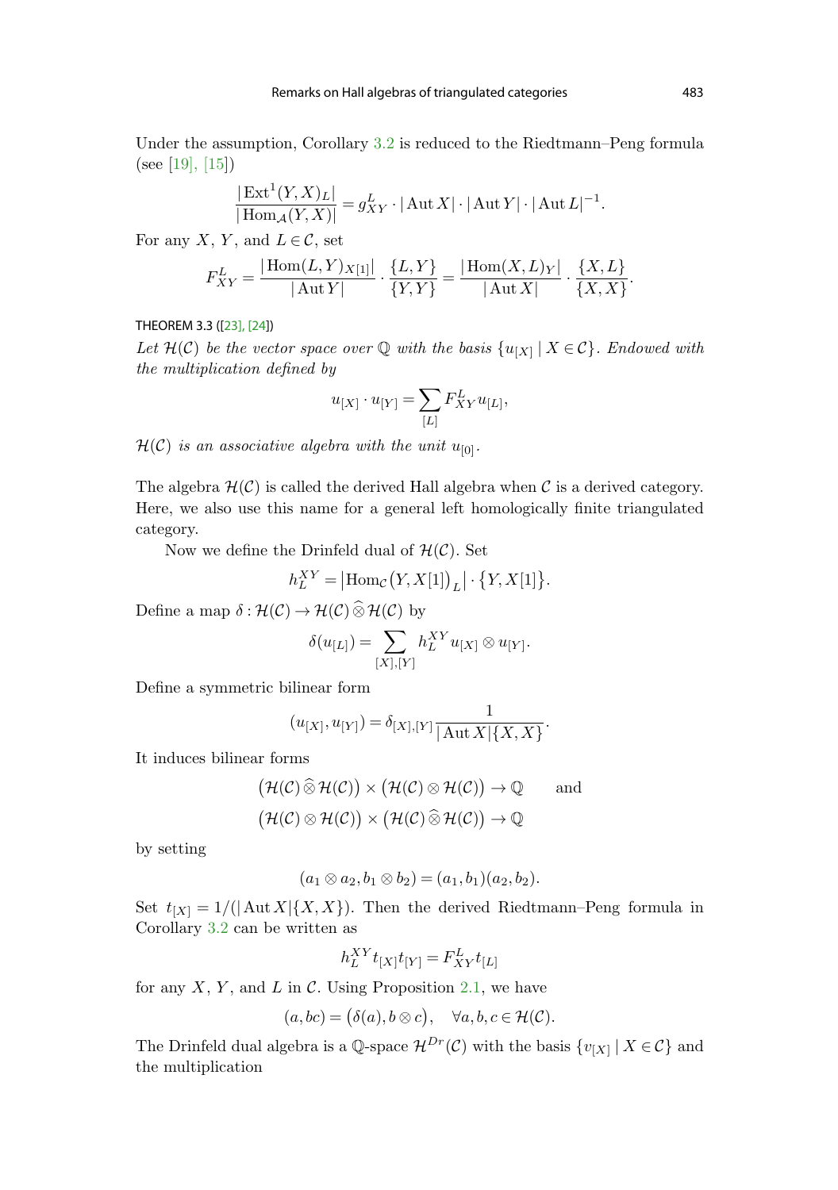Under the assumption, Corollary 3.2 is reduced to the Riedtmann–Peng formula (see [19], [15])

$$\frac{|\operatorname{Ext}^1(Y,X)_L|}{|\operatorname{Hom}_{\mathcal{A}}(Y,X)|} = g_{XY}^L \cdot |\operatorname{Aut} X| \cdot |\operatorname{Aut} Y| \cdot |\operatorname{Aut} L|^{-1}.$$

For any $X$, $Y$, and $L \in \mathcal{C}$, set

$$F_{XY}^L = \frac{|\operatorname{Hom}(L,Y)_{X[1]}|}{|\operatorname{Aut} Y|} \cdot \frac{\{L,Y\}}{\{Y,Y\}} = \frac{|\operatorname{Hom}(X,L)_Y|}{|\operatorname{Aut} X|} \cdot \frac{\{X,L\}}{\{X,X\}}.$$

THEOREM 3.3 ([23], [24])

*Let $\mathcal{H}(\mathcal{C})$ be the vector space over $\mathbb{Q}$ with the basis $\{u_{[X]} \mid X \in \mathcal{C}\}$. Endowed with the multiplication defined by*

$$u_{[X]} \cdot u_{[Y]} = \sum_{[L]} F_{XY}^L u_{[L]},$$

*$\mathcal{H}(\mathcal{C})$ is an associative algebra with the unit $u_{[0]}$.*

The algebra $\mathcal{H}(\mathcal{C})$ is called the derived Hall algebra when $\mathcal{C}$ is a derived category. Here, we also use this name for a general left homologically finite triangulated category.

Now we define the Drinfeld dual of $\mathcal{H}(\mathcal{C})$. Set

$$h_L^{XY} = \left|\operatorname{Hom}_{\mathcal{C}}\bigl(Y, X[1]\bigr)_L\right| \cdot \bigl\{Y, X[1]\bigr\}.$$

Define a map $\delta : \mathcal{H}(\mathcal{C}) \to \mathcal{H}(\mathcal{C}) \widehat{\otimes} \mathcal{H}(\mathcal{C})$ by

$$\delta(u_{[L]}) = \sum_{[X],[Y]} h_L^{XY} u_{[X]} \otimes u_{[Y]}.$$

Define a symmetric bilinear form

$$(u_{[X]}, u_{[Y]}) = \delta_{[X],[Y]} \frac{1}{|\operatorname{Aut} X|\{X,X\}}.$$

It induces bilinear forms

$$\bigl(\mathcal{H}(\mathcal{C}) \widehat{\otimes} \mathcal{H}(\mathcal{C})\bigr) \times \bigl(\mathcal{H}(\mathcal{C}) \otimes \mathcal{H}(\mathcal{C})\bigr) \to \mathbb{Q} \qquad \text{and}$$
$$\bigl(\mathcal{H}(\mathcal{C}) \otimes \mathcal{H}(\mathcal{C})\bigr) \times \bigl(\mathcal{H}(\mathcal{C}) \widehat{\otimes} \mathcal{H}(\mathcal{C})\bigr) \to \mathbb{Q}$$

by setting

$$(a_1 \otimes a_2, b_1 \otimes b_2) = (a_1, b_1)(a_2, b_2).$$

Set $t_{[X]} = 1/(|\operatorname{Aut} X|\{X,X\})$. Then the derived Riedtmann–Peng formula in Corollary 3.2 can be written as

$$h_L^{XY} t_{[X]} t_{[Y]} = F_{XY}^L t_{[L]}$$

for any $X$, $Y$, and $L$ in $\mathcal{C}$. Using Proposition 2.1, we have

$$(a, bc) = \bigl(\delta(a), b \otimes c\bigr), \quad \forall a, b, c \in \mathcal{H}(\mathcal{C}).$$

The Drinfeld dual algebra is a $\mathbb{Q}$-space $\mathcal{H}^{Dr}(\mathcal{C})$ with the basis $\{v_{[X]} \mid X \in \mathcal{C}\}$ and the multiplication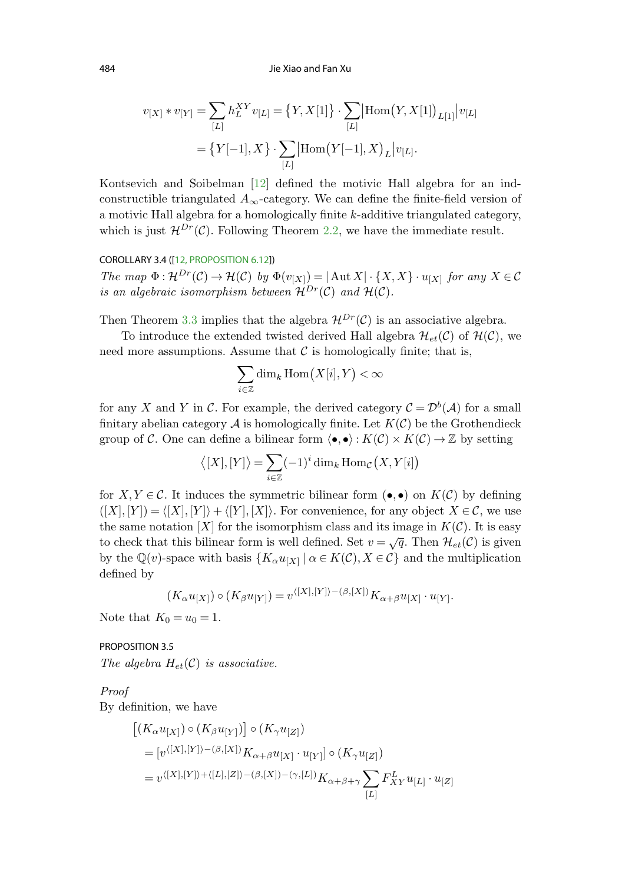$$
\begin{aligned}
v_{[X]} * v_{[Y]} &= \sum_{[L]} h_L^{XY} v_{[L]} = \{Y, X[1]\} \cdot \sum_{[L]} \bigl|\operatorname{Hom}(Y, X[1])_{L[1]}\bigr| v_{[L]} \\
&= \{Y[-1], X\} \cdot \sum_{[L]} \bigl|\operatorname{Hom}(Y[-1], X)_L\bigr| v_{[L]}.
\end{aligned}
$$

Kontsevich and Soibelman [12] defined the motivic Hall algebra for an ind-constructible triangulated $A_\infty$-category. We can define the finite-field version of a motivic Hall algebra for a homologically finite $k$-additive triangulated category, which is just $\mathcal{H}^{Dr}(\mathcal{C})$. Following Theorem 2.2, we have the immediate result.

COROLLARY 3.4 ([12, PROPOSITION 6.12])

*The map* $\Phi : \mathcal{H}^{Dr}(\mathcal{C}) \to \mathcal{H}(\mathcal{C})$ *by* $\Phi(v_{[X]}) = |\operatorname{Aut} X| \cdot \{X, X\} \cdot u_{[X]}$ *for any* $X \in \mathcal{C}$ *is an algebraic isomorphism between* $\mathcal{H}^{Dr}(\mathcal{C})$ *and* $\mathcal{H}(\mathcal{C})$.

Then Theorem 3.3 implies that the algebra $\mathcal{H}^{Dr}(\mathcal{C})$ is an associative algebra.

To introduce the extended twisted derived Hall algebra $\mathcal{H}_{et}(\mathcal{C})$ of $\mathcal{H}(\mathcal{C})$, we need more assumptions. Assume that $\mathcal{C}$ is homologically finite; that is,

$$
\sum_{i \in \mathbb{Z}} \dim_k \operatorname{Hom}(X[i], Y) < \infty
$$

for any $X$ and $Y$ in $\mathcal{C}$. For example, the derived category $\mathcal{C} = \mathcal{D}^b(\mathcal{A})$ for a small finitary abelian category $\mathcal{A}$ is homologically finite. Let $K(\mathcal{C})$ be the Grothendieck group of $\mathcal{C}$. One can define a bilinear form $\langle \bullet, \bullet \rangle : K(\mathcal{C}) \times K(\mathcal{C}) \to \mathbb{Z}$ by setting

$$
\langle [X], [Y] \rangle = \sum_{i \in \mathbb{Z}} (-1)^i \dim_k \operatorname{Hom}_{\mathcal{C}}(X, Y[i])
$$

for $X, Y \in \mathcal{C}$. It induces the symmetric bilinear form $(\bullet, \bullet)$ on $K(\mathcal{C})$ by defining $([X], [Y]) = \langle [X], [Y] \rangle + \langle [Y], [X] \rangle$. For convenience, for any object $X \in \mathcal{C}$, we use the same notation $[X]$ for the isomorphism class and its image in $K(\mathcal{C})$. It is easy to check that this bilinear form is well defined. Set $v = \sqrt{q}$. Then $\mathcal{H}_{et}(\mathcal{C})$ is given by the $\mathbb{Q}(v)$-space with basis $\{K_\alpha u_{[X]} \mid \alpha \in K(\mathcal{C}), X \in \mathcal{C}\}$ and the multiplication defined by

$$
(K_\alpha u_{[X]}) \circ (K_\beta u_{[Y]}) = v^{\langle [X], [Y] \rangle - (\beta, [X])} K_{\alpha+\beta} u_{[X]} \cdot u_{[Y]}.
$$

Note that $K_0 = u_0 = 1$.

PROPOSITION 3.5

*The algebra* $H_{et}(\mathcal{C})$ *is associative.*

*Proof*

By definition, we have

$$
\begin{aligned}
&\bigl[(K_\alpha u_{[X]}) \circ (K_\beta u_{[Y]})\bigr] \circ (K_\gamma u_{[Z]}) \\
&\quad = \bigl[v^{\langle [X], [Y] \rangle - (\beta, [X])} K_{\alpha+\beta} u_{[X]} \cdot u_{[Y]}\bigr] \circ (K_\gamma u_{[Z]}) \\
&\quad = v^{\langle [X], [Y] \rangle + \langle [L], [Z] \rangle - (\beta, [X]) - (\gamma, [L])} K_{\alpha+\beta+\gamma} \sum_{[L]} F_{XY}^L u_{[L]} \cdot u_{[Z]}
\end{aligned}
$$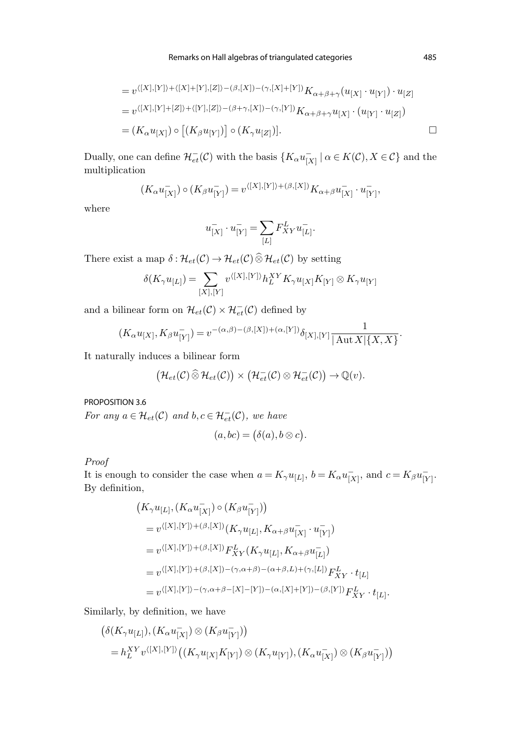$$
\begin{aligned}
&= v^{\langle [X],[Y]\rangle + \langle [X]+[Y],[Z]\rangle - (\beta,[X]) - (\gamma,[X]+[Y])} K_{\alpha+\beta+\gamma}(u_{[X]}\cdot u_{[Y]})\cdot u_{[Z]} \\
&= v^{\langle [X],[Y]+[Z]\rangle + \langle [Y],[Z]\rangle - (\beta+\gamma,[X]) - (\gamma,[Y])} K_{\alpha+\beta+\gamma} u_{[X]}\cdot (u_{[Y]}\cdot u_{[Z]}) \\
&= (K_\alpha u_{[X]}) \circ \big[(K_\beta u_{[Y]})\big] \circ (K_\gamma u_{[Z]})]. \qquad \square
\end{aligned}
$$

Dually, one can define $\mathcal{H}_{et}^-(\mathcal{C})$ with the basis $\{K_\alpha u_{[X]}^- \mid \alpha \in K(\mathcal{C}), X \in \mathcal{C}\}$ and the multiplication

$$
(K_\alpha u_{[X]}^-) \circ (K_\beta u_{[Y]}^-) = v^{\langle [X],[Y]\rangle + (\beta,[X])} K_{\alpha+\beta} u_{[X]}^- \cdot u_{[Y]}^-,
$$

where

$$
u_{[X]}^- \cdot u_{[Y]}^- = \sum_{[L]} F_{XY}^L u_{[L]}^-.
$$

There exist a map $\delta : \mathcal{H}_{et}(\mathcal{C}) \to \mathcal{H}_{et}(\mathcal{C}) \,\widehat{\otimes}\, \mathcal{H}_{et}(\mathcal{C})$ by setting

$$
\delta(K_\gamma u_{[L]}) = \sum_{[X],[Y]} v^{\langle [X],[Y]\rangle} h_L^{XY} K_\gamma u_{[X]} K_{[Y]} \otimes K_\gamma u_{[Y]}
$$

and a bilinear form on $\mathcal{H}_{et}(\mathcal{C}) \times \mathcal{H}_{et}^-(\mathcal{C})$ defined by

$$
(K_\alpha u_{[X]}, K_\beta u_{[Y]}^-) = v^{-(\alpha,\beta) - (\beta,[X]) + (\alpha,[Y])} \delta_{[X],[Y]} \frac{1}{|\operatorname{Aut} X|\{X,X\}}.
$$

It naturally induces a bilinear form

$$
\big(\mathcal{H}_{et}(\mathcal{C}) \,\widehat{\otimes}\, \mathcal{H}_{et}(\mathcal{C})\big) \times \big(\mathcal{H}_{et}^-(\mathcal{C}) \otimes \mathcal{H}_{et}^-(\mathcal{C})\big) \to \mathbb{Q}(v).
$$

PROPOSITION 3.6

*For any $a \in \mathcal{H}_{et}(\mathcal{C})$ and $b, c \in \mathcal{H}_{et}^-(\mathcal{C})$, we have*

$$
(a, bc) = \big(\delta(a), b \otimes c\big).
$$

*Proof*

It is enough to consider the case when $a = K_\gamma u_{[L]}$, $b = K_\alpha u_{[X]}^-$, and $c = K_\beta u_{[Y]}^-$. By definition,

$$
\begin{aligned}
&\big(K_\gamma u_{[L]}, (K_\alpha u_{[X]}^-) \circ (K_\beta u_{[Y]}^-)\big) \\
&= v^{\langle [X],[Y]\rangle + (\beta,[X])} (K_\gamma u_{[L]}, K_{\alpha+\beta} u_{[X]}^- \cdot u_{[Y]}^-) \\
&= v^{\langle [X],[Y]\rangle + (\beta,[X])} F_{XY}^L (K_\gamma u_{[L]}, K_{\alpha+\beta} u_{[L]}^-) \\
&= v^{\langle [X],[Y]\rangle + (\beta,[X]) - (\gamma,\alpha+\beta) - (\alpha+\beta,L) + (\gamma,[L])} F_{XY}^L \cdot t_{[L]} \\
&= v^{\langle [X],[Y]\rangle - (\gamma,\alpha+\beta-[X]-[Y]) - (\alpha,[X]+[Y]) - (\beta,[Y])} F_{XY}^L \cdot t_{[L]}.
\end{aligned}
$$

Similarly, by definition, we have

$$
\begin{aligned}
&\big(\delta(K_\gamma u_{[L]}), (K_\alpha u_{[X]}^-) \otimes (K_\beta u_{[Y]}^-)\big) \\
&= h_L^{XY} v^{\langle [X],[Y]\rangle} \big((K_\gamma u_{[X]} K_{[Y]}) \otimes (K_\gamma u_{[Y]}), (K_\alpha u_{[X]}^-) \otimes (K_\beta u_{[Y]}^-)\big)
\end{aligned}
$$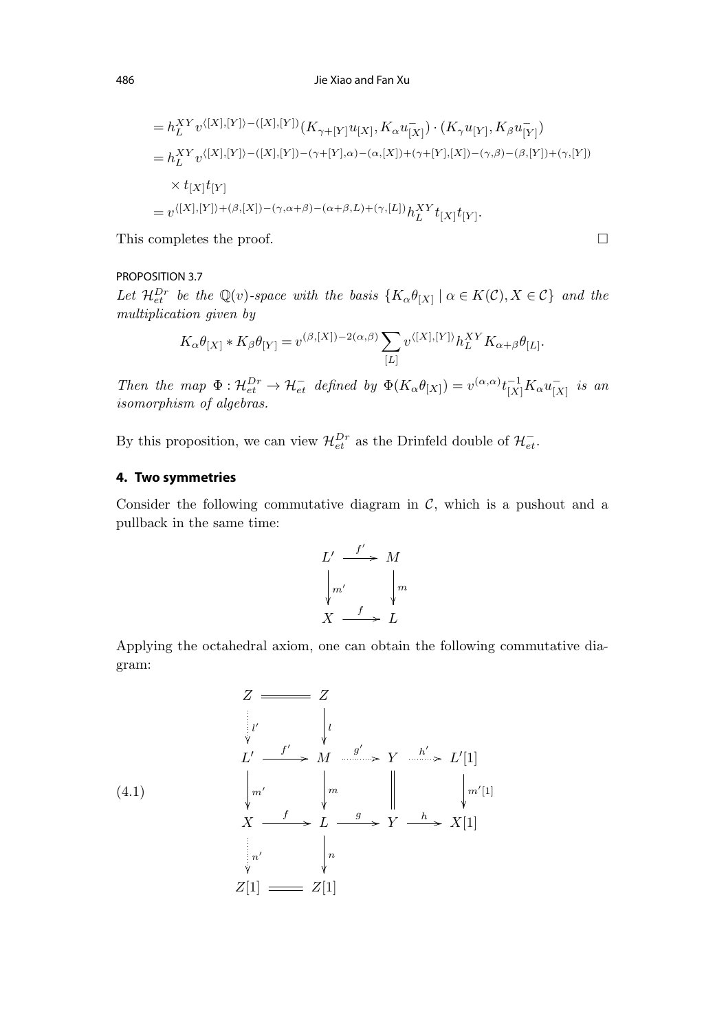$$
\begin{aligned}
&= h_L^{XY} v^{\langle [X],[Y]\rangle - ([X],[Y])} (K_{\gamma+[Y]} u_{[X]}, K_\alpha u_{[X]}^-) \cdot (K_\gamma u_{[Y]}, K_\beta u_{[Y]}^-) \\
&= h_L^{XY} v^{\langle [X],[Y]\rangle - ([X],[Y]) - (\gamma+[Y],\alpha) - (\alpha,[X]) + (\gamma+[Y],[X]) - (\gamma,\beta) - (\beta,[Y]) + (\gamma,[Y])} \\
&\quad \times t_{[X]} t_{[Y]} \\
&= v^{\langle [X],[Y]\rangle + (\beta,[X]) - (\gamma,\alpha+\beta) - (\alpha+\beta,L) + (\gamma,[L])} h_L^{XY} t_{[X]} t_{[Y]}.
\end{aligned}
$$

This completes the proof. □

PROPOSITION 3.7

*Let $\mathcal{H}_{et}^{Dr}$ be the $\mathbb{Q}(v)$-space with the basis $\{K_\alpha \theta_{[X]} \mid \alpha \in K(\mathcal{C}), X \in \mathcal{C}\}$ and the multiplication given by*

$$
K_\alpha \theta_{[X]} * K_\beta \theta_{[Y]} = v^{(\beta,[X]) - 2(\alpha,\beta)} \sum_{[L]} v^{\langle [X],[Y]\rangle} h_L^{XY} K_{\alpha+\beta} \theta_{[L]}.
$$

*Then the map $\Phi : \mathcal{H}_{et}^{Dr} \to \mathcal{H}_{et}^-$ defined by $\Phi(K_\alpha \theta_{[X]}) = v^{(\alpha,\alpha)} t_{[X]}^{-1} K_\alpha u_{[X]}^-$ is an isomorphism of algebras.*

By this proposition, we can view $\mathcal{H}_{et}^{Dr}$ as the Drinfeld double of $\mathcal{H}_{et}^-$.

## 4. Two symmetries

Consider the following commutative diagram in $\mathcal{C}$, which is a pushout and a pullback in the same time:

$$
\begin{array}{ccc}
L' & \xrightarrow{f'} & M \\
\downarrow{\scriptstyle m'} & & \downarrow{\scriptstyle m} \\
X & \xrightarrow{f} & L
\end{array}
$$

Applying the octahedral axiom, one can obtain the following commutative diagram:

$$
\begin{array}{ccccccc}
Z & = & Z & & & & \\
\downarrow{\scriptstyle l'} & & \downarrow{\scriptstyle l} & & & & \\
L' & \xrightarrow{f'} & M & \xrightarrow{g'} & Y & \xrightarrow{h'} & L'[1] \\
\downarrow{\scriptstyle m'} & & \downarrow{\scriptstyle m} & & \| & & \downarrow{\scriptstyle m'[1]} \\
X & \xrightarrow{f} & L & \xrightarrow{g} & Y & \xrightarrow{h} & X[1] \\
\downarrow{\scriptstyle n'} & & \downarrow{\scriptstyle n} & & & & \\
Z[1] & = & Z[1] & & & &
\end{array}
\tag{4.1}
$$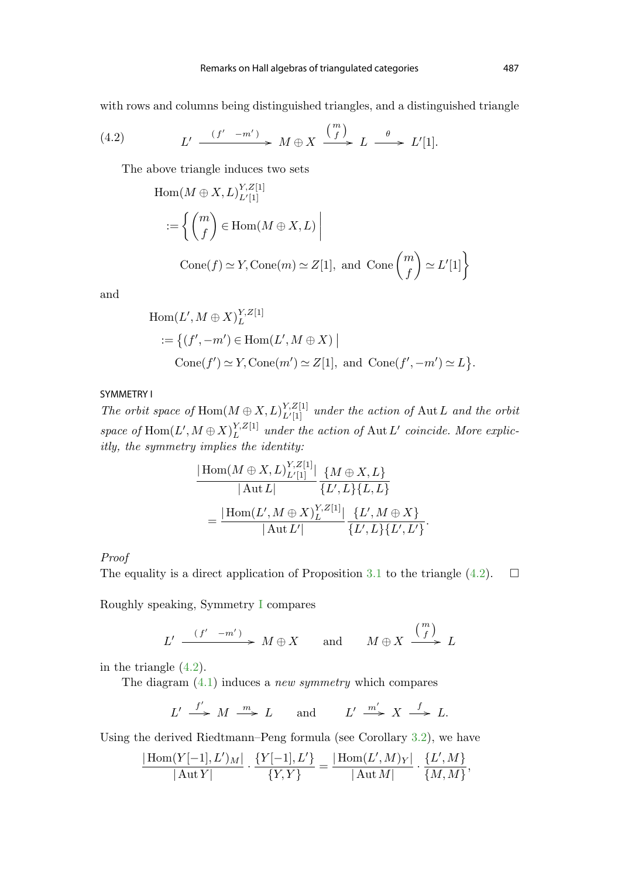with rows and columns being distinguished triangles, and a distinguished triangle

$$L' \xrightarrow{(f' \ \ -m')} M \oplus X \xrightarrow{\binom{m}{f}} L \xrightarrow{\theta} L'[1]. \tag{4.2}$$

The above triangle induces two sets

$$\begin{aligned}
&\mathrm{Hom}(M \oplus X, L)^{Y,Z[1]}_{L'[1]} \\
&:= \left\{ \begin{pmatrix} m \\ f \end{pmatrix} \in \mathrm{Hom}(M \oplus X, L) \;\middle|\; \right. \\
&\qquad \left. \mathrm{Cone}(f) \simeq Y, \mathrm{Cone}(m) \simeq Z[1], \text{ and } \mathrm{Cone}\begin{pmatrix} m \\ f \end{pmatrix} \simeq L'[1] \right\}
\end{aligned}$$

and

$$\begin{aligned}
&\mathrm{Hom}(L', M \oplus X)^{Y,Z[1]}_{L} \\
&:= \big\{ (f', -m') \in \mathrm{Hom}(L', M \oplus X) \;\big|\; \\
&\qquad \mathrm{Cone}(f') \simeq Y, \mathrm{Cone}(m') \simeq Z[1], \text{ and } \mathrm{Cone}(f', -m') \simeq L \big\}.
\end{aligned}$$

SYMMETRY I

*The orbit space of* $\mathrm{Hom}(M \oplus X, L)^{Y,Z[1]}_{L'[1]}$ *under the action of* $\mathrm{Aut}\, L$ *and the orbit space of* $\mathrm{Hom}(L', M \oplus X)^{Y,Z[1]}_{L}$ *under the action of* $\mathrm{Aut}\, L'$ *coincide. More explicitly, the symmetry implies the identity:*

$$\begin{aligned}
&\frac{|\mathrm{Hom}(M \oplus X, L)^{Y,Z[1]}_{L'[1]}|}{|\mathrm{Aut}\, L|} \frac{\{M \oplus X, L\}}{\{L', L\}\{L, L\}} \\
&\qquad = \frac{|\mathrm{Hom}(L', M \oplus X)^{Y,Z[1]}_{L}|}{|\mathrm{Aut}\, L'|} \frac{\{L', M \oplus X\}}{\{L', L\}\{L', L'\}}.
\end{aligned}$$

*Proof*

The equality is a direct application of Proposition 3.1 to the triangle (4.2). $\square$

Roughly speaking, Symmetry I compares

$$L' \xrightarrow{(f' \ \ -m')} M \oplus X \qquad \text{and} \qquad M \oplus X \xrightarrow{\binom{m}{f}} L$$

in the triangle (4.2).

The diagram (4.1) induces a *new symmetry* which compares

$$L' \xrightarrow{f'} M \xrightarrow{m} L \qquad \text{and} \qquad L' \xrightarrow{m'} X \xrightarrow{f} L.$$

Using the derived Riedtmann–Peng formula (see Corollary 3.2), we have

$$\frac{|\mathrm{Hom}(Y[-1], L')_M|}{|\mathrm{Aut}\, Y|} \cdot \frac{\{Y[-1], L'\}}{\{Y, Y\}} = \frac{|\mathrm{Hom}(L', M)_Y|}{|\mathrm{Aut}\, M|} \cdot \frac{\{L', M\}}{\{M, M\}},$$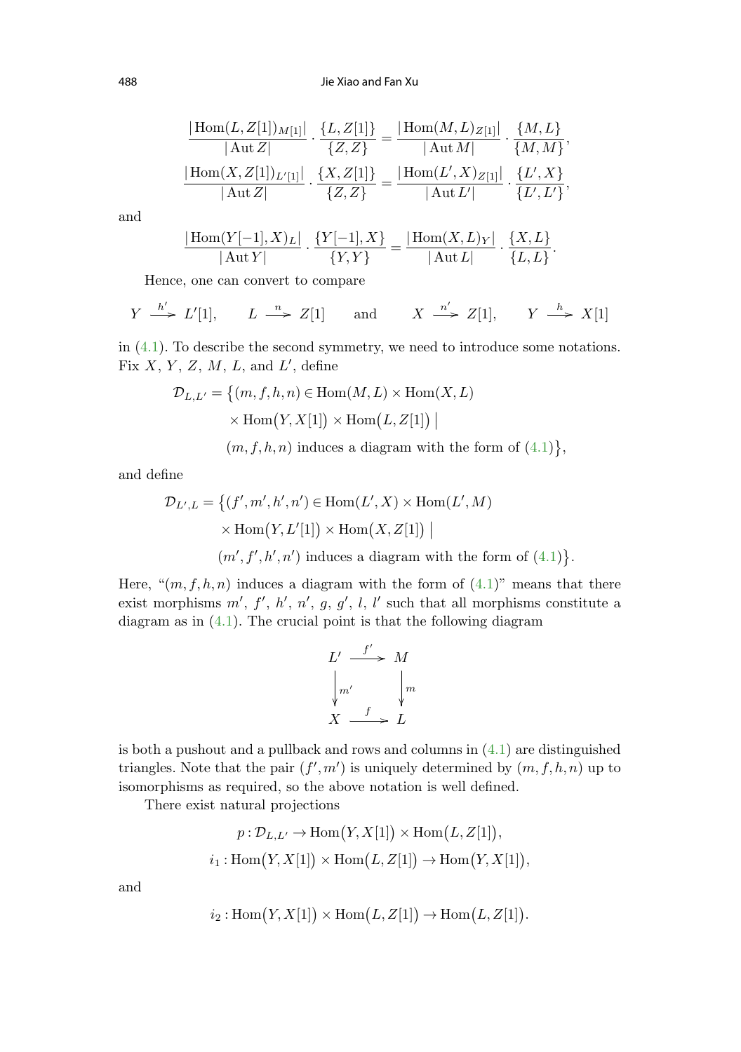$$\frac{|\operatorname{Hom}(L,Z[1])_{M[1]}|}{|\operatorname{Aut} Z|}\cdot\frac{\{L,Z[1]\}}{\{Z,Z\}}=\frac{|\operatorname{Hom}(M,L)_{Z[1]}|}{|\operatorname{Aut} M|}\cdot\frac{\{M,L\}}{\{M,M\}},$$

$$\frac{|\operatorname{Hom}(X,Z[1])_{L'[1]}|}{|\operatorname{Aut} Z|}\cdot\frac{\{X,Z[1]\}}{\{Z,Z\}}=\frac{|\operatorname{Hom}(L',X)_{Z[1]}|}{|\operatorname{Aut} L'|}\cdot\frac{\{L',X\}}{\{L',L'\}},$$

and

$$\frac{|\operatorname{Hom}(Y[-1],X)_{L}|}{|\operatorname{Aut} Y|}\cdot\frac{\{Y[-1],X\}}{\{Y,Y\}}=\frac{|\operatorname{Hom}(X,L)_{Y}|}{|\operatorname{Aut} L|}\cdot\frac{\{X,L\}}{\{L,L\}}.$$

Hence, one can convert to compare

$$Y\xrightarrow{h'}L'[1],\qquad L\xrightarrow{n}Z[1]\qquad\text{and}\qquad X\xrightarrow{n'}Z[1],\qquad Y\xrightarrow{h}X[1]$$

in (4.1). To describe the second symmetry, we need to introduce some notations. Fix $X$, $Y$, $Z$, $M$, $L$, and $L'$, define

$$\begin{aligned}\mathcal{D}_{L,L'}=\big\{(m,f,h,n)\in&\operatorname{Hom}(M,L)\times\operatorname{Hom}(X,L)\\&\times\operatorname{Hom}\big(Y,X[1]\big)\times\operatorname{Hom}\big(L,Z[1]\big)\;\big|\\&(m,f,h,n)\text{ induces a diagram with the form of (4.1)}\big\},\end{aligned}$$

and define

$$\begin{aligned}\mathcal{D}_{L',L}=\big\{(f',m',h',n')\in&\operatorname{Hom}(L',X)\times\operatorname{Hom}(L',M)\\&\times\operatorname{Hom}\big(Y,L'[1]\big)\times\operatorname{Hom}\big(X,Z[1]\big)\;\big|\\&(m',f',h',n')\text{ induces a diagram with the form of (4.1)}\big\}.\end{aligned}$$

Here, "$(m,f,h,n)$ induces a diagram with the form of (4.1)" means that there exist morphisms $m'$, $f'$, $h'$, $n'$, $g$, $g'$, $l$, $l'$ such that all morphisms constitute a diagram as in (4.1). The crucial point is that the following diagram

$$\begin{array}{ccc}L' & \xrightarrow{f'} & M\\ \big\downarrow{\scriptstyle m'} & & \big\downarrow{\scriptstyle m}\\ X & \xrightarrow{f} & L\end{array}$$

is both a pushout and a pullback and rows and columns in (4.1) are distinguished triangles. Note that the pair $(f',m')$ is uniquely determined by $(m,f,h,n)$ up to isomorphisms as required, so the above notation is well defined.

There exist natural projections

$$p:\mathcal{D}_{L,L'}\to\operatorname{Hom}\big(Y,X[1]\big)\times\operatorname{Hom}\big(L,Z[1]\big),$$

$$i_1:\operatorname{Hom}\big(Y,X[1]\big)\times\operatorname{Hom}\big(L,Z[1]\big)\to\operatorname{Hom}\big(Y,X[1]\big),$$

and

$$i_2:\operatorname{Hom}\big(Y,X[1]\big)\times\operatorname{Hom}\big(L,Z[1]\big)\to\operatorname{Hom}\big(L,Z[1]\big).$$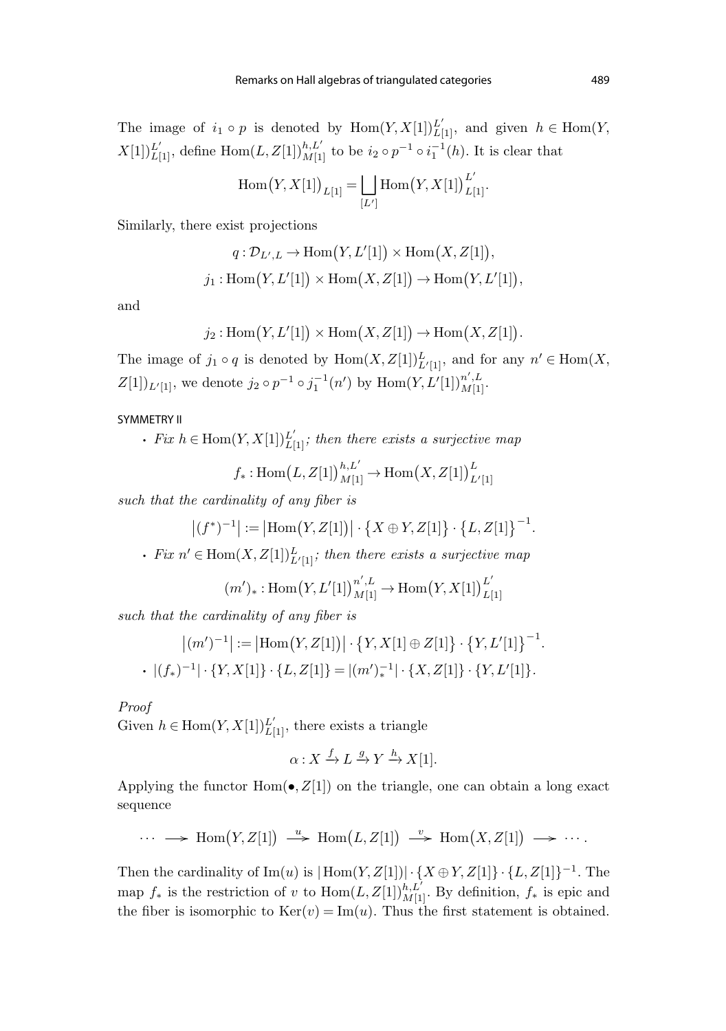The image of $i_1 \circ p$ is denoted by $\mathrm{Hom}(Y, X[1])^{L'}_{L[1]}$, and given $h \in \mathrm{Hom}(Y, X[1])^{L'}_{L[1]}$, define $\mathrm{Hom}(L, Z[1])^{h,L'}_{M[1]}$ to be $i_2 \circ p^{-1} \circ i_1^{-1}(h)$. It is clear that

$$\mathrm{Hom}\big(Y, X[1]\big)_{L[1]} = \bigsqcup_{[L']} \mathrm{Hom}\big(Y, X[1]\big)^{L'}_{L[1]}.$$

Similarly, there exist projections

$$q : \mathcal{D}_{L',L} \to \mathrm{Hom}\big(Y, L'[1]\big) \times \mathrm{Hom}\big(X, Z[1]\big),$$

$$j_1 : \mathrm{Hom}\big(Y, L'[1]\big) \times \mathrm{Hom}\big(X, Z[1]\big) \to \mathrm{Hom}\big(Y, L'[1]\big),$$

and

$$j_2 : \mathrm{Hom}\big(Y, L'[1]\big) \times \mathrm{Hom}\big(X, Z[1]\big) \to \mathrm{Hom}\big(X, Z[1]\big).$$

The image of $j_1 \circ q$ is denoted by $\mathrm{Hom}(X, Z[1])^{L}_{L'[1]}$, and for any $n' \in \mathrm{Hom}(X, Z[1])_{L'[1]}$, we denote $j_2 \circ p^{-1} \circ j_1^{-1}(n')$ by $\mathrm{Hom}(Y, L'[1])^{n',L}_{M[1]}$.

SYMMETRY II

- *Fix $h \in \mathrm{Hom}(Y, X[1])^{L'}_{L[1]}$; then there exists a surjective map*

$$f_* : \mathrm{Hom}\big(L, Z[1]\big)^{h,L'}_{M[1]} \to \mathrm{Hom}\big(X, Z[1]\big)^{L}_{L'[1]}$$

*such that the cardinality of any fiber is*

$$\big|(f^*)^{-1}\big| := \big|\mathrm{Hom}\big(Y, Z[1]\big)\big| \cdot \big\{X \oplus Y, Z[1]\big\} \cdot \big\{L, Z[1]\big\}^{-1}.$$

- *Fix $n' \in \mathrm{Hom}(X, Z[1])^{L}_{L'[1]}$; then there exists a surjective map*

$$(m')_* : \mathrm{Hom}\big(Y, L'[1]\big)^{n',L}_{M[1]} \to \mathrm{Hom}\big(Y, X[1]\big)^{L'}_{L[1]}$$

*such that the cardinality of any fiber is*

$$\big|(m')^{-1}\big| := \big|\mathrm{Hom}\big(Y, Z[1]\big)\big| \cdot \big\{Y, X[1] \oplus Z[1]\big\} \cdot \big\{Y, L'[1]\big\}^{-1}.$$

- $|(f_*)^{-1}| \cdot \{Y, X[1]\} \cdot \{L, Z[1]\} = |(m')_*^{-1}| \cdot \{X, Z[1]\} \cdot \{Y, L'[1]\}.$

*Proof*
Given $h \in \mathrm{Hom}(Y, X[1])^{L'}_{L[1]}$, there exists a triangle

$$\alpha : X \xrightarrow{f} L \xrightarrow{g} Y \xrightarrow{h} X[1].$$

Applying the functor $\mathrm{Hom}(\bullet, Z[1])$ on the triangle, one can obtain a long exact sequence

$$\cdots \longrightarrow \mathrm{Hom}\big(Y, Z[1]\big) \xrightarrow{u} \mathrm{Hom}\big(L, Z[1]\big) \xrightarrow{v} \mathrm{Hom}\big(X, Z[1]\big) \longrightarrow \cdots.$$

Then the cardinality of $\mathrm{Im}(u)$ is $|\mathrm{Hom}(Y, Z[1])| \cdot \{X \oplus Y, Z[1]\} \cdot \{L, Z[1]\}^{-1}$. The map $f_*$ is the restriction of $v$ to $\mathrm{Hom}(L, Z[1])^{h,L'}_{M[1]}$. By definition, $f_*$ is epic and the fiber is isomorphic to $\mathrm{Ker}(v) = \mathrm{Im}(u)$. Thus the first statement is obtained.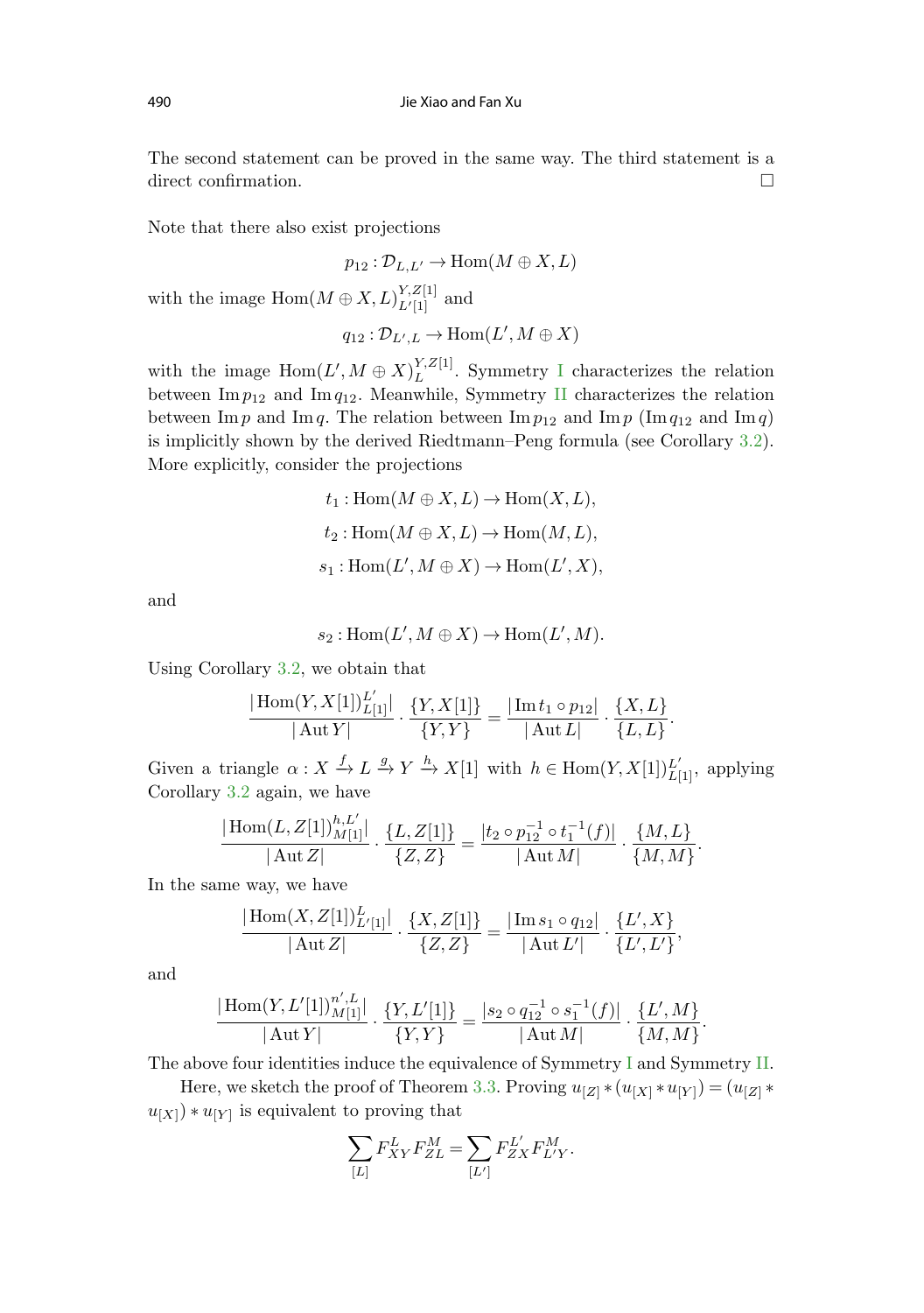The second statement can be proved in the same way. The third statement is a direct confirmation. □

Note that there also exist projections

$$p_{12} : \mathcal{D}_{L,L'} \to \operatorname{Hom}(M \oplus X, L)$$

with the image $\operatorname{Hom}(M \oplus X, L)_{L'[1]}^{Y,Z[1]}$ and

$$q_{12} : \mathcal{D}_{L',L} \to \operatorname{Hom}(L', M \oplus X)$$

with the image $\operatorname{Hom}(L', M \oplus X)_{L}^{Y,Z[1]}$. Symmetry I characterizes the relation between $\operatorname{Im} p_{12}$ and $\operatorname{Im} q_{12}$. Meanwhile, Symmetry II characterizes the relation between $\operatorname{Im} p$ and $\operatorname{Im} q$. The relation between $\operatorname{Im} p_{12}$ and $\operatorname{Im} p$ ($\operatorname{Im} q_{12}$ and $\operatorname{Im} q$) is implicitly shown by the derived Riedtmann–Peng formula (see Corollary 3.2). More explicitly, consider the projections

$$t_1 : \operatorname{Hom}(M \oplus X, L) \to \operatorname{Hom}(X, L),$$

$$t_2 : \operatorname{Hom}(M \oplus X, L) \to \operatorname{Hom}(M, L),$$

$$s_1 : \operatorname{Hom}(L', M \oplus X) \to \operatorname{Hom}(L', X),$$

and

$$s_2 : \operatorname{Hom}(L', M \oplus X) \to \operatorname{Hom}(L', M).$$

Using Corollary 3.2, we obtain that

$$\frac{|\operatorname{Hom}(Y, X[1])_{L[1]}^{L'}|}{|\operatorname{Aut} Y|} \cdot \frac{\{Y, X[1]\}}{\{Y, Y\}} = \frac{|\operatorname{Im} t_1 \circ p_{12}|}{|\operatorname{Aut} L|} \cdot \frac{\{X, L\}}{\{L, L\}}.$$

Given a triangle $\alpha : X \xrightarrow{f} L \xrightarrow{g} Y \xrightarrow{h} X[1]$ with $h \in \operatorname{Hom}(Y, X[1])_{L[1]}^{L'}$, applying Corollary 3.2 again, we have

$$\frac{|\operatorname{Hom}(L, Z[1])_{M[1]}^{h,L'}|}{|\operatorname{Aut} Z|} \cdot \frac{\{L, Z[1]\}}{\{Z, Z\}} = \frac{|t_2 \circ p_{12}^{-1} \circ t_1^{-1}(f)|}{|\operatorname{Aut} M|} \cdot \frac{\{M, L\}}{\{M, M\}}.$$

In the same way, we have

$$\frac{|\operatorname{Hom}(X, Z[1])_{L'[1]}^{L}|}{|\operatorname{Aut} Z|} \cdot \frac{\{X, Z[1]\}}{\{Z, Z\}} = \frac{|\operatorname{Im} s_1 \circ q_{12}|}{|\operatorname{Aut} L'|} \cdot \frac{\{L', X\}}{\{L', L'\}},$$

and

$$\frac{|\operatorname{Hom}(Y, L'[1])_{M[1]}^{n',L}|}{|\operatorname{Aut} Y|} \cdot \frac{\{Y, L'[1]\}}{\{Y, Y\}} = \frac{|s_2 \circ q_{12}^{-1} \circ s_1^{-1}(f)|}{|\operatorname{Aut} M|} \cdot \frac{\{L', M\}}{\{M, M\}}.$$

The above four identities induce the equivalence of Symmetry I and Symmetry II.

Here, we sketch the proof of Theorem 3.3. Proving $u_{[Z]} * (u_{[X]} * u_{[Y]}) = (u_{[Z]} * u_{[X]}) * u_{[Y]}$ is equivalent to proving that

$$\sum_{[L]} F_{XY}^{L} F_{ZL}^{M} = \sum_{[L']} F_{ZX}^{L'} F_{L'Y}^{M}.$$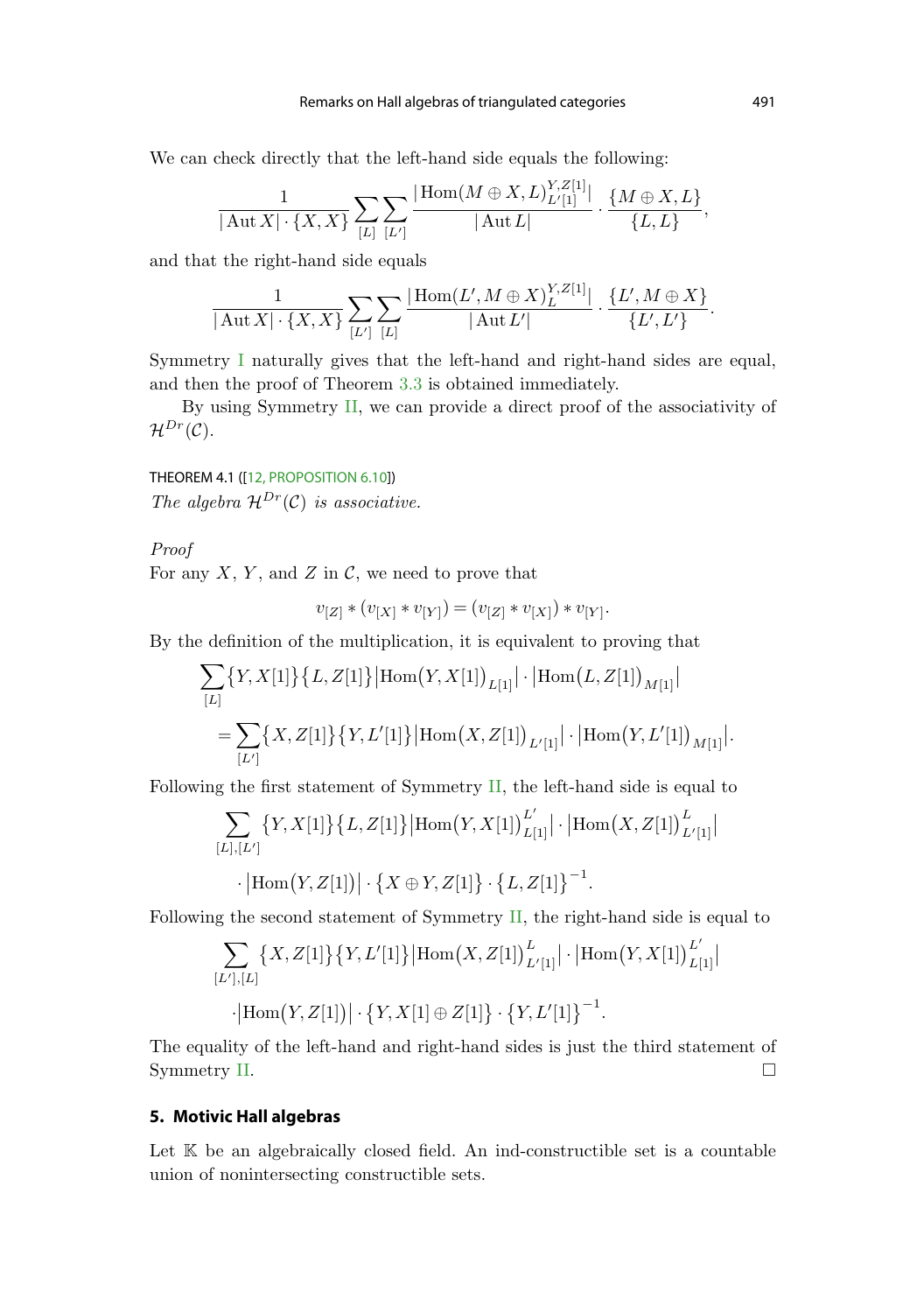We can check directly that the left-hand side equals the following:

$$\frac{1}{|\operatorname{Aut} X| \cdot \{X,X\}} \sum_{[L]} \sum_{[L']} \frac{|\operatorname{Hom}(M\oplus X, L)_{L'[1]}^{Y,Z[1]}|}{|\operatorname{Aut} L|} \cdot \frac{\{M\oplus X, L\}}{\{L,L\}},$$

and that the right-hand side equals

$$\frac{1}{|\operatorname{Aut} X| \cdot \{X,X\}} \sum_{[L']} \sum_{[L]} \frac{|\operatorname{Hom}(L', M\oplus X)_{L}^{Y,Z[1]}|}{|\operatorname{Aut} L'|} \cdot \frac{\{L', M\oplus X\}}{\{L',L'\}}.$$

Symmetry I naturally gives that the left-hand and right-hand sides are equal, and then the proof of Theorem 3.3 is obtained immediately.

By using Symmetry II, we can provide a direct proof of the associativity of $\mathcal{H}^{Dr}(\mathcal{C})$.

THEOREM 4.1 ([12, PROPOSITION 6.10])
*The algebra $\mathcal{H}^{Dr}(\mathcal{C})$ is associative.*

*Proof*
For any $X$, $Y$, and $Z$ in $\mathcal{C}$, we need to prove that

$$v_{[Z]} * (v_{[X]} * v_{[Y]}) = (v_{[Z]} * v_{[X]}) * v_{[Y]}.$$

By the definition of the multiplication, it is equivalent to proving that

$$\begin{aligned}
&\sum_{[L]} \{Y, X[1]\}\{L, Z[1]\} \big|\operatorname{Hom}(Y, X[1])_{L[1]}\big| \cdot \big|\operatorname{Hom}(L, Z[1])_{M[1]}\big| \\
&= \sum_{[L']} \{X, Z[1]\}\{Y, L'[1]\} \big|\operatorname{Hom}(X, Z[1])_{L'[1]}\big| \cdot \big|\operatorname{Hom}(Y, L'[1])_{M[1]}\big|.
\end{aligned}$$

Following the first statement of Symmetry II, the left-hand side is equal to

$$\begin{aligned}
&\sum_{[L],[L']} \{Y, X[1]\}\{L, Z[1]\} \big|\operatorname{Hom}(Y, X[1])_{L[1]}^{L'}\big| \cdot \big|\operatorname{Hom}(X, Z[1])_{L'[1]}^{L}\big| \\
&\quad \cdot \big|\operatorname{Hom}(Y, Z[1])\big| \cdot \{X\oplus Y, Z[1]\} \cdot \{L, Z[1]\}^{-1}.
\end{aligned}$$

Following the second statement of Symmetry II, the right-hand side is equal to

$$\begin{aligned}
&\sum_{[L'],[L]} \{X, Z[1]\}\{Y, L'[1]\} \big|\operatorname{Hom}(X, Z[1])_{L'[1]}^{L}\big| \cdot \big|\operatorname{Hom}(Y, X[1])_{L[1]}^{L'}\big| \\
&\quad \cdot \big|\operatorname{Hom}(Y, Z[1])\big| \cdot \{Y, X[1]\oplus Z[1]\} \cdot \{Y, L'[1]\}^{-1}.
\end{aligned}$$

The equality of the left-hand and right-hand sides is just the third statement of Symmetry II. $\square$

## 5. Motivic Hall algebras

Let $\mathbb{K}$ be an algebraically closed field. An ind-constructible set is a countable union of nonintersecting constructible sets.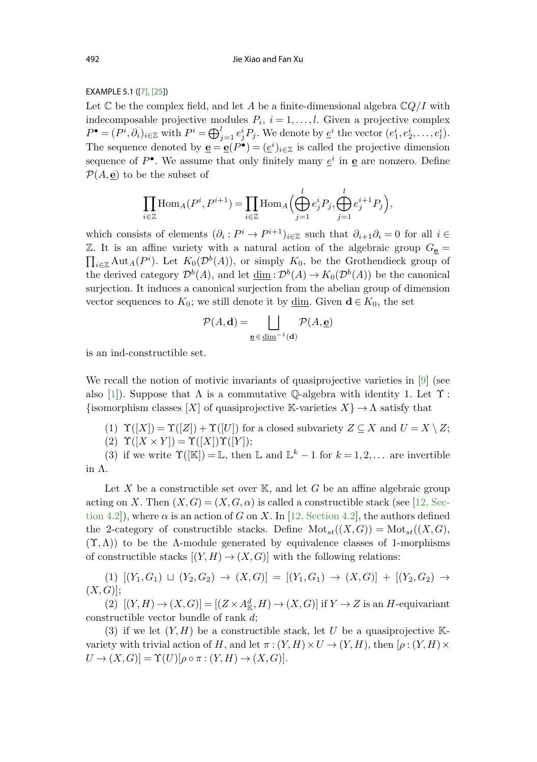EXAMPLE 5.1 ([7], [25])

Let $\mathbb{C}$ be the complex field, and let $A$ be a finite-dimensional algebra $\mathbb{C}Q/I$ with indecomposable projective modules $P_i$, $i = 1, \ldots, l$. Given a projective complex $P^\bullet = (P^i, \partial_i)_{i\in\mathbb{Z}}$ with $P^i = \bigoplus_{j=1}^{l} e_j^i P_j$. We denote by $\underline{e}^i$ the vector $(e_1^i, e_2^i, \ldots, e_l^i)$. The sequence denoted by $\underline{\mathbf{e}} = \underline{\mathbf{e}}(P^\bullet) = (\underline{e}^i)_{i\in\mathbb{Z}}$ is called the projective dimension sequence of $P^\bullet$. We assume that only finitely many $\underline{e}^i$ in $\underline{\mathbf{e}}$ are nonzero. Define $\mathcal{P}(A, \underline{\mathbf{e}})$ to be the subset of

$$\prod_{i\in\mathbb{Z}} \operatorname{Hom}_A(P^i, P^{i+1}) = \prod_{i\in\mathbb{Z}} \operatorname{Hom}_A\Big(\bigoplus_{j=1}^{l} e_j^i P_j, \bigoplus_{j=1}^{l} e_j^{i+1} P_j\Big),$$

which consists of elements $(\partial_i : P^i \to P^{i+1})_{i\in\mathbb{Z}}$ such that $\partial_{i+1}\partial_i = 0$ for all $i \in \mathbb{Z}$. It is an affine variety with a natural action of the algebraic group $G_{\underline{\mathbf{e}}} = \prod_{i\in\mathbb{Z}} \operatorname{Aut}_A(P^i)$. Let $K_0(\mathcal{D}^b(A))$, or simply $K_0$, be the Grothendieck group of the derived category $\mathcal{D}^b(A)$, and let $\underline{\dim} : \mathcal{D}^b(A) \to K_0(\mathcal{D}^b(A))$ be the canonical surjection. It induces a canonical surjection from the abelian group of dimension vector sequences to $K_0$; we still denote it by $\underline{\dim}$. Given $\mathbf{d} \in K_0$, the set

$$\mathcal{P}(A, \mathbf{d}) = \bigsqcup_{\underline{\mathbf{e}} \in \underline{\dim}^{-1}(\mathbf{d})} \mathcal{P}(A, \underline{\mathbf{e}})$$

is an ind-constructible set.

We recall the notion of motivic invariants of quasiprojective varieties in [9] (see also [1]). Suppose that $\Lambda$ is a commutative $\mathbb{Q}$-algebra with identity 1. Let $\Upsilon$ : {isomorphism classes $[X]$ of quasiprojective $\mathbb{K}$-varieties $X\} \to \Lambda$ satisfy that

(1) $\Upsilon([X]) = \Upsilon([Z]) + \Upsilon([U])$ for a closed subvariety $Z \subseteq X$ and $U = X \setminus Z$;
(2) $\Upsilon([X \times Y]) = \Upsilon([X])\Upsilon([Y])$;
(3) if we write $\Upsilon([\mathbb{K}]) = \mathbb{L}$, then $\mathbb{L}$ and $\mathbb{L}^k - 1$ for $k = 1, 2, \ldots$ are invertible in $\Lambda$.

Let $X$ be a constructible set over $\mathbb{K}$, and let $G$ be an affine algebraic group acting on $X$. Then $(X, G) = (X, G, \alpha)$ is called a constructible stack (see [12, Section 4.2]), where $\alpha$ is an action of $G$ on $X$. In [12, Section 4.2], the authors defined the 2-category of constructible stacks. Define $\operatorname{Mot}_{st}((X, G)) = \operatorname{Mot}_{st}((X, G), (\Upsilon, \Lambda))$ to be the $\Lambda$-module generated by equivalence classes of 1-morphisms of constructible stacks $[(Y, H) \to (X, G)]$ with the following relations:

(1) $[(Y_1, G_1) \sqcup (Y_2, G_2) \to (X, G)] = [(Y_1, G_1) \to (X, G)] + [(Y_2, G_2) \to (X, G)]$;

(2) $[(Y, H) \to (X, G)] = [(Z \times A^d_{\mathbb{K}}, H) \to (X, G)]$ if $Y \to Z$ is an $H$-equivariant constructible vector bundle of rank $d$;

(3) if we let $(Y, H)$ be a constructible stack, let $U$ be a quasiprojective $\mathbb{K}$-variety with trivial action of $H$, and let $\pi : (Y, H) \times U \to (Y, H)$, then $[\rho : (Y, H) \times U \to (X, G)] = \Upsilon(U)[\rho \circ \pi : (Y, H) \to (X, G)]$.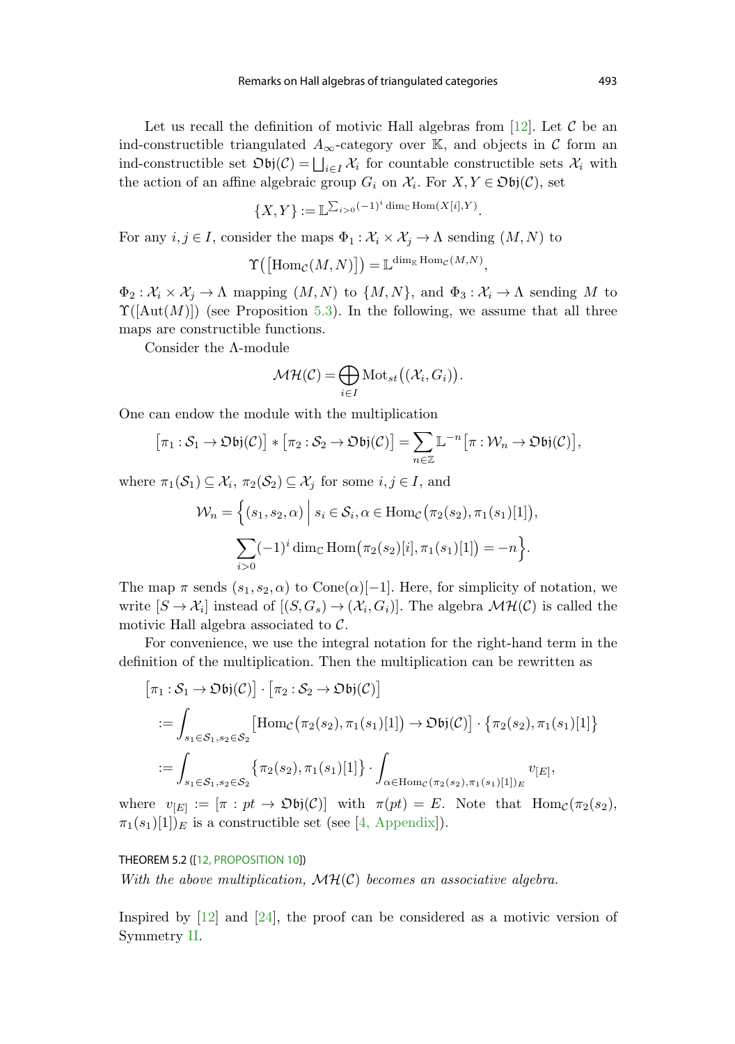Let us recall the definition of motivic Hall algebras from [12]. Let $\mathcal{C}$ be an ind-constructible triangulated $A_\infty$-category over $\mathbb{K}$, and objects in $\mathcal{C}$ form an ind-constructible set $\mathfrak{Obj}(\mathcal{C}) = \bigsqcup_{i\in I} \mathcal{X}_i$ for countable constructible sets $\mathcal{X}_i$ with the action of an affine algebraic group $G_i$ on $\mathcal{X}_i$. For $X, Y \in \mathfrak{Obj}(\mathcal{C})$, set

$$\{X, Y\} := \mathbb{L}^{\sum_{i>0}(-1)^i \dim_{\mathbb{C}} \mathrm{Hom}(X[i], Y)}.$$

For any $i, j \in I$, consider the maps $\Phi_1 : \mathcal{X}_i \times \mathcal{X}_j \to \Lambda$ sending $(M, N)$ to

$$\Upsilon\big([\mathrm{Hom}_{\mathcal{C}}(M, N)]\big) = \mathbb{L}^{\dim_{\mathbb{K}} \mathrm{Hom}_{\mathcal{C}}(M,N)},$$

$\Phi_2 : \mathcal{X}_i \times \mathcal{X}_j \to \Lambda$ mapping $(M, N)$ to $\{M, N\}$, and $\Phi_3 : \mathcal{X}_i \to \Lambda$ sending $M$ to $\Upsilon([\mathrm{Aut}(M)])$ (see Proposition 5.3). In the following, we assume that all three maps are constructible functions.

Consider the $\Lambda$-module

$$\mathcal{MH}(\mathcal{C}) = \bigoplus_{i\in I} \mathrm{Mot}_{st}\big((\mathcal{X}_i, G_i)\big).$$

One can endow the module with the multiplication

$$\big[\pi_1 : \mathcal{S}_1 \to \mathfrak{Obj}(\mathcal{C})\big] * \big[\pi_2 : \mathcal{S}_2 \to \mathfrak{Obj}(\mathcal{C})\big] = \sum_{n\in\mathbb{Z}} \mathbb{L}^{-n} \big[\pi : \mathcal{W}_n \to \mathfrak{Obj}(\mathcal{C})\big],$$

where $\pi_1(\mathcal{S}_1) \subseteq \mathcal{X}_i$, $\pi_2(\mathcal{S}_2) \subseteq \mathcal{X}_j$ for some $i, j \in I$, and

$$\mathcal{W}_n = \Big\{(s_1, s_2, \alpha) \,\Big|\, s_i \in \mathcal{S}_i, \alpha \in \mathrm{Hom}_{\mathcal{C}}\big(\pi_2(s_2), \pi_1(s_1)[1]\big), \sum_{i>0}(-1)^i \dim_{\mathbb{C}} \mathrm{Hom}\big(\pi_2(s_2)[i], \pi_1(s_1)[1]\big) = -n\Big\}.$$

The map $\pi$ sends $(s_1, s_2, \alpha)$ to $\mathrm{Cone}(\alpha)[-1]$. Here, for simplicity of notation, we write $[S \to \mathcal{X}_i]$ instead of $[(S, G_s) \to (\mathcal{X}_i, G_i)]$. The algebra $\mathcal{MH}(\mathcal{C})$ is called the motivic Hall algebra associated to $\mathcal{C}$.

For convenience, we use the integral notation for the right-hand term in the definition of the multiplication. Then the multiplication can be rewritten as

$$\begin{aligned}
&\big[\pi_1 : \mathcal{S}_1 \to \mathfrak{Obj}(\mathcal{C})\big] \cdot \big[\pi_2 : \mathcal{S}_2 \to \mathfrak{Obj}(\mathcal{C})\big] \\
&:= \int_{s_1\in\mathcal{S}_1, s_2\in\mathcal{S}_2} \big[\mathrm{Hom}_{\mathcal{C}}\big(\pi_2(s_2), \pi_1(s_1)[1]\big) \to \mathfrak{Obj}(\mathcal{C})\big] \cdot \big\{\pi_2(s_2), \pi_1(s_1)[1]\big\} \\
&:= \int_{s_1\in\mathcal{S}_1, s_2\in\mathcal{S}_2} \big\{\pi_2(s_2), \pi_1(s_1)[1]\big\} \cdot \int_{\alpha\in\mathrm{Hom}_{\mathcal{C}}(\pi_2(s_2), \pi_1(s_1)[1])_E} v_{[E]},
\end{aligned}$$

where $v_{[E]} := [\pi : pt \to \mathfrak{Obj}(\mathcal{C})]$ with $\pi(pt) = E$. Note that $\mathrm{Hom}_{\mathcal{C}}(\pi_2(s_2), \pi_1(s_1)[1])_E$ is a constructible set (see [4, Appendix]).

THEOREM 5.2 ([12, PROPOSITION 10])
*With the above multiplication, $\mathcal{MH}(\mathcal{C})$ becomes an associative algebra.*

Inspired by [12] and [24], the proof can be considered as a motivic version of Symmetry II.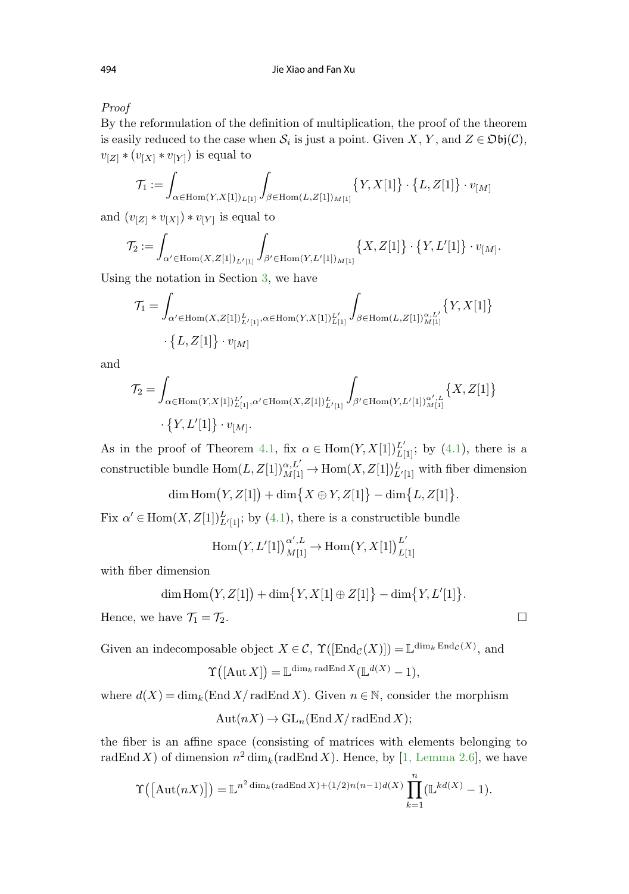*Proof*

By the reformulation of the definition of multiplication, the proof of the theorem is easily reduced to the case when $\mathcal{S}_i$ is just a point. Given $X$, $Y$, and $Z \in \mathfrak{Obj}(\mathcal{C})$, $v_{[Z]} * (v_{[X]} * v_{[Y]})$ is equal to

$$\mathcal{T}_1 := \int_{\alpha \in \mathrm{Hom}(Y, X[1])_{L[1]}} \int_{\beta \in \mathrm{Hom}(L, Z[1])_{M[1]}} \{Y, X[1]\} \cdot \{L, Z[1]\} \cdot v_{[M]}$$

and $(v_{[Z]} * v_{[X]}) * v_{[Y]}$ is equal to

$$\mathcal{T}_2 := \int_{\alpha' \in \mathrm{Hom}(X, Z[1])_{L'[1]}} \int_{\beta' \in \mathrm{Hom}(Y, L'[1])_{M[1]}} \{X, Z[1]\} \cdot \{Y, L'[1]\} \cdot v_{[M]}.$$

Using the notation in Section 3, we have

$$\mathcal{T}_1 = \int_{\alpha' \in \mathrm{Hom}(X, Z[1])^{L}_{L'[1]}, \alpha \in \mathrm{Hom}(Y, X[1])^{L'}_{L[1]}} \int_{\beta \in \mathrm{Hom}(L, Z[1])^{\alpha, L'}_{M[1]}} \{Y, X[1]\} \cdot \{L, Z[1]\} \cdot v_{[M]}$$

and

$$\mathcal{T}_2 = \int_{\alpha \in \mathrm{Hom}(Y, X[1])^{L'}_{L[1]}, \alpha' \in \mathrm{Hom}(X, Z[1])^{L}_{L'[1]}} \int_{\beta' \in \mathrm{Hom}(Y, L'[1])^{\alpha', L}_{M[1]}} \{X, Z[1]\} \cdot \{Y, L'[1]\} \cdot v_{[M]}.$$

As in the proof of Theorem 4.1, fix $\alpha \in \mathrm{Hom}(Y, X[1])^{L'}_{L[1]}$; by (4.1), there is a constructible bundle $\mathrm{Hom}(L, Z[1])^{\alpha, L'}_{M[1]} \to \mathrm{Hom}(X, Z[1])^{L}_{L'[1]}$ with fiber dimension

$$\dim \mathrm{Hom}(Y, Z[1]) + \dim\{X \oplus Y, Z[1]\} - \dim\{L, Z[1]\}.$$

Fix $\alpha' \in \mathrm{Hom}(X, Z[1])^{L}_{L'[1]}$; by (4.1), there is a constructible bundle

$$\mathrm{Hom}(Y, L'[1])^{\alpha', L}_{M[1]} \to \mathrm{Hom}(Y, X[1])^{L'}_{L[1]}$$

with fiber dimension

$$\dim \mathrm{Hom}(Y, Z[1]) + \dim\{Y, X[1] \oplus Z[1]\} - \dim\{Y, L'[1]\}.$$

Hence, we have $\mathcal{T}_1 = \mathcal{T}_2$. $\square$

Given an indecomposable object $X \in \mathcal{C}$, $\Upsilon([\mathrm{End}_{\mathcal{C}}(X)]) = \mathbb{L}^{\dim_k \mathrm{End}_{\mathcal{C}}(X)}$, and

$$\Upsilon([\mathrm{Aut}\, X]) = \mathbb{L}^{\dim_k \mathrm{radEnd}\, X}(\mathbb{L}^{d(X)} - 1),$$

where $d(X) = \dim_k(\mathrm{End}\, X / \mathrm{radEnd}\, X)$. Given $n \in \mathbb{N}$, consider the morphism

$$\mathrm{Aut}(nX) \to \mathrm{GL}_n(\mathrm{End}\, X / \mathrm{radEnd}\, X);$$

the fiber is an affine space (consisting of matrices with elements belonging to $\mathrm{radEnd}\, X$) of dimension $n^2 \dim_k(\mathrm{radEnd}\, X)$. Hence, by [1, Lemma 2.6], we have

$$\Upsilon([\mathrm{Aut}(nX)]) = \mathbb{L}^{n^2 \dim_k(\mathrm{radEnd}\, X) + (1/2)n(n-1)d(X)} \prod_{k=1}^{n} (\mathbb{L}^{kd(X)} - 1).$$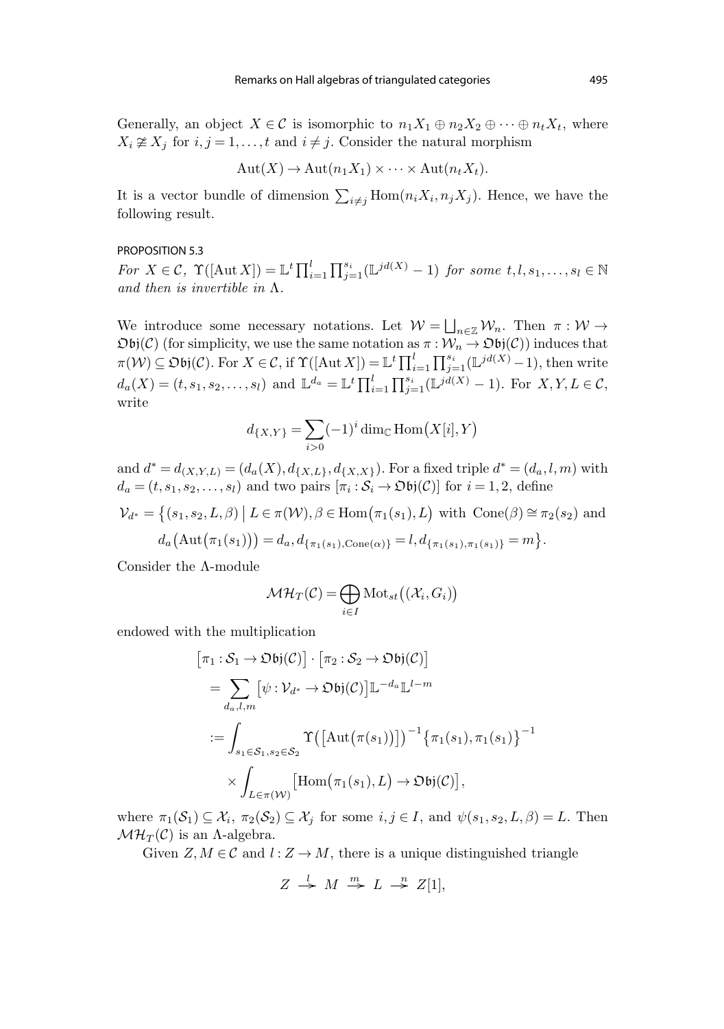Generally, an object $X \in \mathcal{C}$ is isomorphic to $n_1X_1 \oplus n_2X_2 \oplus \cdots \oplus n_tX_t$, where $X_i \not\cong X_j$ for $i, j = 1, \ldots, t$ and $i \neq j$. Consider the natural morphism

$$\mathrm{Aut}(X) \to \mathrm{Aut}(n_1X_1) \times \cdots \times \mathrm{Aut}(n_tX_t).$$

It is a vector bundle of dimension $\sum_{i \neq j} \mathrm{Hom}(n_iX_i, n_jX_j)$. Hence, we have the following result.

PROPOSITION 5.3

*For* $X \in \mathcal{C}$, $\Upsilon([\mathrm{Aut}\, X]) = \mathbb{L}^t \prod_{i=1}^{l} \prod_{j=1}^{s_i} (\mathbb{L}^{jd(X)} - 1)$ *for some* $t, l, s_1, \ldots, s_l \in \mathbb{N}$ *and then is invertible in* $\Lambda$.

We introduce some necessary notations. Let $\mathcal{W} = \bigsqcup_{n \in \mathbb{Z}} \mathcal{W}_n$. Then $\pi : \mathcal{W} \to \mathfrak{Obj}(\mathcal{C})$ (for simplicity, we use the same notation as $\pi : \mathcal{W}_n \to \mathfrak{Obj}(\mathcal{C})$) induces that $\pi(\mathcal{W}) \subseteq \mathfrak{Obj}(\mathcal{C})$. For $X \in \mathcal{C}$, if $\Upsilon([\mathrm{Aut}\, X]) = \mathbb{L}^t \prod_{i=1}^{l} \prod_{j=1}^{s_i} (\mathbb{L}^{jd(X)} - 1)$, then write $d_a(X) = (t, s_1, s_2, \ldots, s_l)$ and $\mathbb{L}^{d_a} = \mathbb{L}^t \prod_{i=1}^{l} \prod_{j=1}^{s_i} (\mathbb{L}^{jd(X)} - 1)$. For $X, Y, L \in \mathcal{C}$, write

$$d_{\{X,Y\}} = \sum_{i>0} (-1)^i \dim_{\mathbb{C}} \mathrm{Hom}\big(X[i], Y\big)$$

and $d^* = d_{(X,Y,L)} = (d_a(X), d_{\{X,L\}}, d_{\{X,X\}})$. For a fixed triple $d^* = (d_a, l, m)$ with $d_a = (t, s_1, s_2, \ldots, s_l)$ and two pairs $[\pi_i : \mathcal{S}_i \to \mathfrak{Obj}(\mathcal{C})]$ for $i = 1, 2$, define

$$\begin{aligned}\mathcal{V}_{d^*} = \big\{(s_1, s_2, L, \beta) \mid L \in \pi(\mathcal{W}), \beta \in \mathrm{Hom}\big(\pi_1(s_1), L\big) \text{ with } \mathrm{Cone}(\beta) \cong \pi_2(s_2) \text{ and} \\ d_a\big(\mathrm{Aut}\big(\pi_1(s_1)\big)\big) = d_a, d_{\{\pi_1(s_1), \mathrm{Cone}(\alpha)\}} = l, d_{\{\pi_1(s_1), \pi_1(s_1)\}} = m\big\}.\end{aligned}$$

Consider the $\Lambda$-module

$$\mathcal{MH}_T(\mathcal{C}) = \bigoplus_{i \in I} \mathrm{Mot}_{st}\big((\mathcal{X}_i, G_i)\big)$$

endowed with the multiplication

$$\begin{aligned}&\big[\pi_1 : \mathcal{S}_1 \to \mathfrak{Obj}(\mathcal{C})\big] \cdot \big[\pi_2 : \mathcal{S}_2 \to \mathfrak{Obj}(\mathcal{C})\big] \\ &= \sum_{d_a, l, m} \big[\psi : \mathcal{V}_{d^*} \to \mathfrak{Obj}(\mathcal{C})\big] \mathbb{L}^{-d_a} \mathbb{L}^{l-m} \\ &:= \int_{s_1 \in \mathcal{S}_1, s_2 \in \mathcal{S}_2} \Upsilon\big(\big[\mathrm{Aut}\big(\pi(s_1)\big)\big]\big)^{-1} \big\{\pi_1(s_1), \pi_1(s_1)\big\}^{-1} \\ &\quad \times \int_{L \in \pi(\mathcal{W})} \big[\mathrm{Hom}\big(\pi_1(s_1), L\big) \to \mathfrak{Obj}(\mathcal{C})\big],\end{aligned}$$

where $\pi_1(\mathcal{S}_1) \subseteq \mathcal{X}_i$, $\pi_2(\mathcal{S}_2) \subseteq \mathcal{X}_j$ for some $i, j \in I$, and $\psi(s_1, s_2, L, \beta) = L$. Then $\mathcal{MH}_T(\mathcal{C})$ is an $\Lambda$-algebra.

Given $Z, M \in \mathcal{C}$ and $l : Z \to M$, there is a unique distinguished triangle

$$Z \xrightarrow{l} M \xrightarrow{m} L \xrightarrow{n} Z[1],$$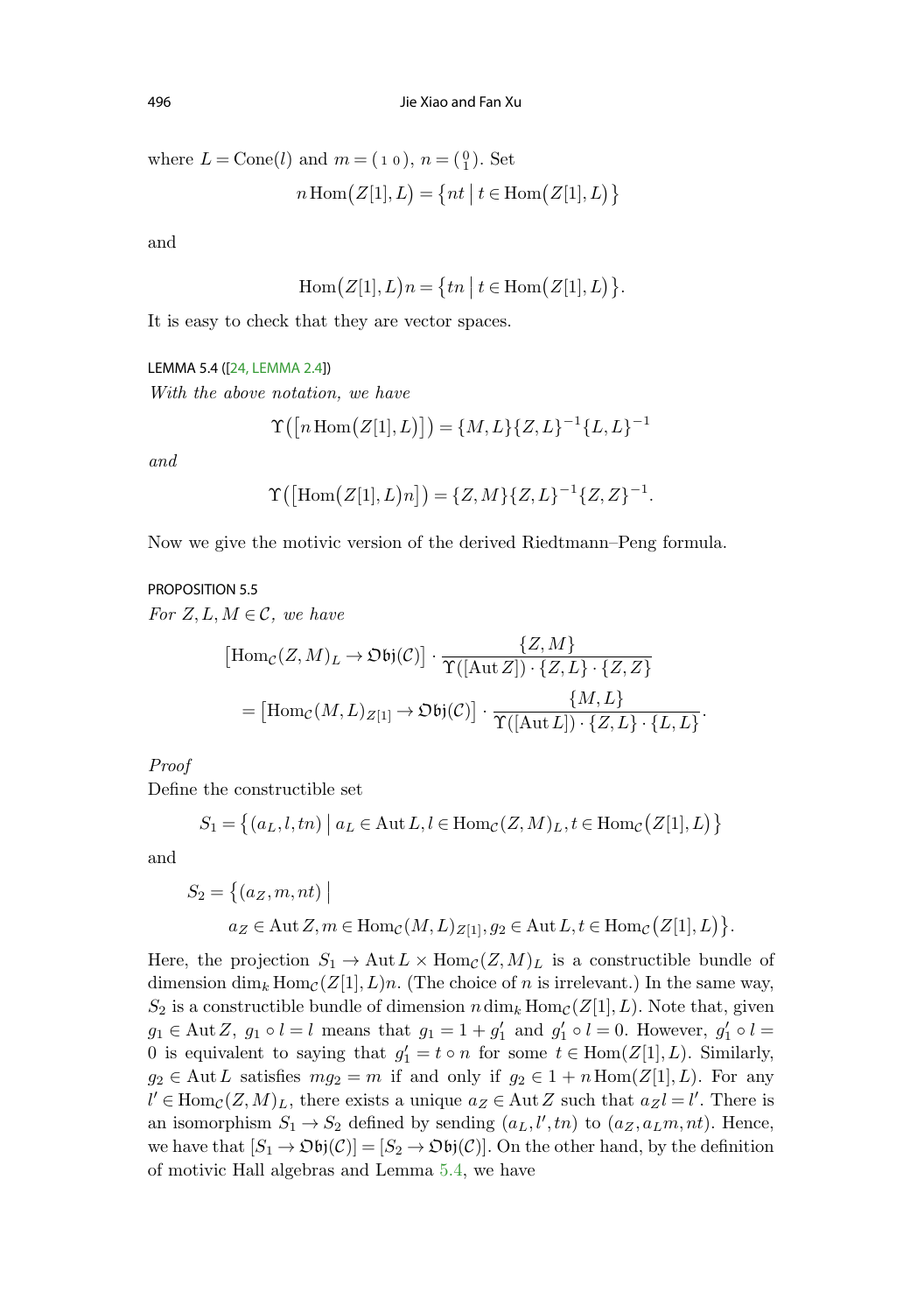where $L = \operatorname{Cone}(l)$ and $m = (\,1\ 0\,)$, $n = \binom{0}{1}$. Set

$$n\operatorname{Hom}(Z[1],L) = \{nt \mid t \in \operatorname{Hom}(Z[1],L)\}$$

and

$$\operatorname{Hom}(Z[1],L)n = \{tn \mid t \in \operatorname{Hom}(Z[1],L)\}.$$

It is easy to check that they are vector spaces.

LEMMA 5.4 ([24, LEMMA 2.4])

*With the above notation, we have*

$$\Upsilon([n\operatorname{Hom}(Z[1],L)]) = \{M,L\}\{Z,L\}^{-1}\{L,L\}^{-1}$$

*and*

$$\Upsilon([\operatorname{Hom}(Z[1],L)n]) = \{Z,M\}\{Z,L\}^{-1}\{Z,Z\}^{-1}.$$

Now we give the motivic version of the derived Riedtmann–Peng formula.

PROPOSITION 5.5

*For $Z,L,M \in \mathcal{C}$, we have*

$$\begin{aligned}
&[\operatorname{Hom}_{\mathcal{C}}(Z,M)_L \to \mathfrak{Obj}(\mathcal{C})] \cdot \frac{\{Z,M\}}{\Upsilon([\operatorname{Aut} Z]) \cdot \{Z,L\} \cdot \{Z,Z\}} \\
&\quad = [\operatorname{Hom}_{\mathcal{C}}(M,L)_{Z[1]} \to \mathfrak{Obj}(\mathcal{C})] \cdot \frac{\{M,L\}}{\Upsilon([\operatorname{Aut} L]) \cdot \{Z,L\} \cdot \{L,L\}}.
\end{aligned}$$

*Proof*

Define the constructible set

$$S_1 = \{(a_L, l, tn) \mid a_L \in \operatorname{Aut} L, l \in \operatorname{Hom}_{\mathcal{C}}(Z,M)_L, t \in \operatorname{Hom}_{\mathcal{C}}(Z[1],L)\}$$

and

$$\begin{aligned}
S_2 = \{&(a_Z, m, nt) \mid \\
&a_Z \in \operatorname{Aut} Z, m \in \operatorname{Hom}_{\mathcal{C}}(M,L)_{Z[1]}, g_2 \in \operatorname{Aut} L, t \in \operatorname{Hom}_{\mathcal{C}}(Z[1],L)\}.
\end{aligned}$$

Here, the projection $S_1 \to \operatorname{Aut} L \times \operatorname{Hom}_{\mathcal{C}}(Z,M)_L$ is a constructible bundle of dimension $\dim_k \operatorname{Hom}_{\mathcal{C}}(Z[1],L)n$. (The choice of $n$ is irrelevant.) In the same way, $S_2$ is a constructible bundle of dimension $n\dim_k \operatorname{Hom}_{\mathcal{C}}(Z[1],L)$. Note that, given $g_1 \in \operatorname{Aut} Z$, $g_1 \circ l = l$ means that $g_1 = 1 + g_1'$ and $g_1' \circ l = 0$. However, $g_1' \circ l = 0$ is equivalent to saying that $g_1' = t \circ n$ for some $t \in \operatorname{Hom}(Z[1],L)$. Similarly, $g_2 \in \operatorname{Aut} L$ satisfies $mg_2 = m$ if and only if $g_2 \in 1 + n\operatorname{Hom}(Z[1],L)$. For any $l' \in \operatorname{Hom}_{\mathcal{C}}(Z,M)_L$, there exists a unique $a_Z \in \operatorname{Aut} Z$ such that $a_Z l = l'$. There is an isomorphism $S_1 \to S_2$ defined by sending $(a_L, l', tn)$ to $(a_Z, a_L m, nt)$. Hence, we have that $[S_1 \to \mathfrak{Obj}(\mathcal{C})] = [S_2 \to \mathfrak{Obj}(\mathcal{C})]$. On the other hand, by the definition of motivic Hall algebras and Lemma 5.4, we have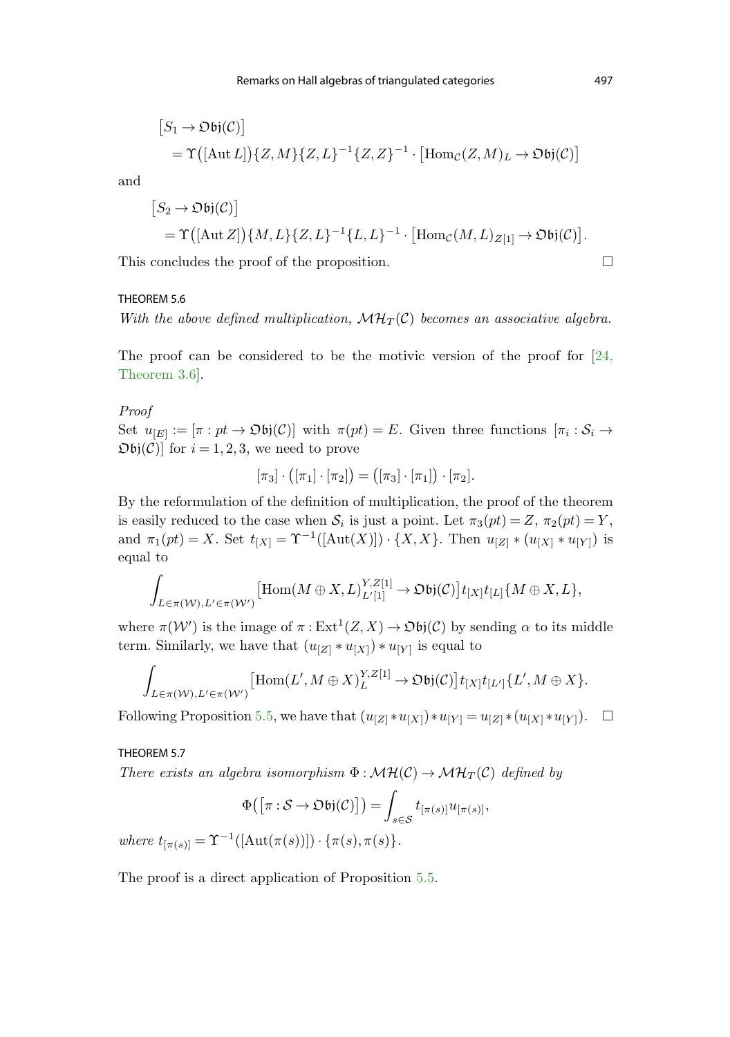$$\begin{aligned}
&\big[S_1 \to \mathfrak{Obj}(\mathcal{C})\big] \\
&\quad = \Upsilon\big([\operatorname{Aut} L]\big)\{Z,M\}\{Z,L\}^{-1}\{Z,Z\}^{-1} \cdot \big[\operatorname{Hom}_{\mathcal{C}}(Z,M)_L \to \mathfrak{Obj}(\mathcal{C})\big]
\end{aligned}$$

and

$$\begin{aligned}
&\big[S_2 \to \mathfrak{Obj}(\mathcal{C})\big] \\
&\quad = \Upsilon\big([\operatorname{Aut} Z]\big)\{M,L\}\{Z,L\}^{-1}\{L,L\}^{-1} \cdot \big[\operatorname{Hom}_{\mathcal{C}}(M,L)_{Z[1]} \to \mathfrak{Obj}(\mathcal{C})\big].
\end{aligned}$$

This concludes the proof of the proposition. □

THEOREM 5.6

*With the above defined multiplication, $\mathcal{MH}_T(\mathcal{C})$ becomes an associative algebra.*

The proof can be considered to be the motivic version of the proof for [24, Theorem 3.6].

*Proof*

Set $u_{[E]} := [\pi : pt \to \mathfrak{Obj}(\mathcal{C})]$ with $\pi(pt) = E$. Given three functions $[\pi_i : \mathcal{S}_i \to \mathfrak{Obj}(\mathcal{C})]$ for $i = 1,2,3$, we need to prove

$$[\pi_3] \cdot \big([\pi_1] \cdot [\pi_2]\big) = \big([\pi_3] \cdot [\pi_1]\big) \cdot [\pi_2].$$

By the reformulation of the definition of multiplication, the proof of the theorem is easily reduced to the case when $\mathcal{S}_i$ is just a point. Let $\pi_3(pt) = Z$, $\pi_2(pt) = Y$, and $\pi_1(pt) = X$. Set $t_{[X]} = \Upsilon^{-1}([\operatorname{Aut}(X)]) \cdot \{X,X\}$. Then $u_{[Z]} * (u_{[X]} * u_{[Y]})$ is equal to

$$\int_{L \in \pi(\mathcal{W}), L' \in \pi(\mathcal{W}')} \big[\operatorname{Hom}(M \oplus X, L)^{Y,Z[1]}_{L'[1]} \to \mathfrak{Obj}(\mathcal{C})\big] t_{[X]} t_{[L]} \{M \oplus X, L\},$$

where $\pi(\mathcal{W}')$ is the image of $\pi : \operatorname{Ext}^1(Z,X) \to \mathfrak{Obj}(\mathcal{C})$ by sending $\alpha$ to its middle term. Similarly, we have that $(u_{[Z]} * u_{[X]}) * u_{[Y]}$ is equal to

$$\int_{L \in \pi(\mathcal{W}), L' \in \pi(\mathcal{W}')} \big[\operatorname{Hom}(L', M \oplus X)^{Y,Z[1]}_{L} \to \mathfrak{Obj}(\mathcal{C})\big] t_{[X]} t_{[L']} \{L', M \oplus X\}.$$

Following Proposition 5.5, we have that $(u_{[Z]} * u_{[X]}) * u_{[Y]} = u_{[Z]} * (u_{[X]} * u_{[Y]})$. □

THEOREM 5.7

*There exists an algebra isomorphism $\Phi : \mathcal{MH}(\mathcal{C}) \to \mathcal{MH}_T(\mathcal{C})$ defined by*

$$\Phi\big([\pi : \mathcal{S} \to \mathfrak{Obj}(\mathcal{C})]\big) = \int_{s \in \mathcal{S}} t_{[\pi(s)]} u_{[\pi(s)]},$$

*where $t_{[\pi(s)]} = \Upsilon^{-1}([\operatorname{Aut}(\pi(s))]) \cdot \{\pi(s), \pi(s)\}$.*

The proof is a direct application of Proposition 5.5.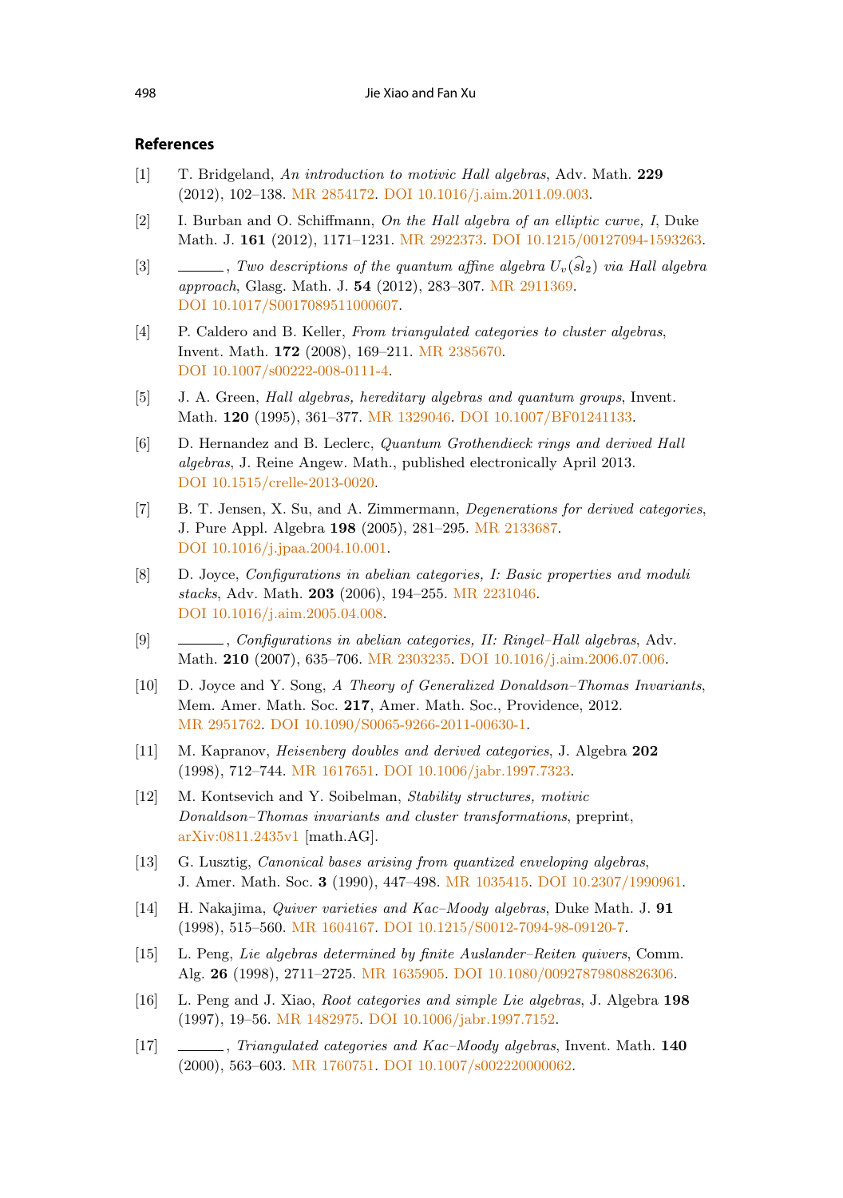## References

[1] T. Bridgeland, *An introduction to motivic Hall algebras*, Adv. Math. **229** (2012), 102–138. MR 2854172. DOI 10.1016/j.aim.2011.09.003.

[2] I. Burban and O. Schiffmann, *On the Hall algebra of an elliptic curve, I*, Duke Math. J. **161** (2012), 1171–1231. MR 2922373. DOI 10.1215/00127094-1593263.

[3] ———, *Two descriptions of the quantum affine algebra $U_v(\widehat{sl}_2)$ via Hall algebra approach*, Glasg. Math. J. **54** (2012), 283–307. MR 2911369. DOI 10.1017/S0017089511000607.

[4] P. Caldero and B. Keller, *From triangulated categories to cluster algebras*, Invent. Math. **172** (2008), 169–211. MR 2385670. DOI 10.1007/s00222-008-0111-4.

[5] J. A. Green, *Hall algebras, hereditary algebras and quantum groups*, Invent. Math. **120** (1995), 361–377. MR 1329046. DOI 10.1007/BF01241133.

[6] D. Hernandez and B. Leclerc, *Quantum Grothendieck rings and derived Hall algebras*, J. Reine Angew. Math., published electronically April 2013. DOI 10.1515/crelle-2013-0020.

[7] B. T. Jensen, X. Su, and A. Zimmermann, *Degenerations for derived categories*, J. Pure Appl. Algebra **198** (2005), 281–295. MR 2133687. DOI 10.1016/j.jpaa.2004.10.001.

[8] D. Joyce, *Configurations in abelian categories, I: Basic properties and moduli stacks*, Adv. Math. **203** (2006), 194–255. MR 2231046. DOI 10.1016/j.aim.2005.04.008.

[9] ———, *Configurations in abelian categories, II: Ringel–Hall algebras*, Adv. Math. **210** (2007), 635–706. MR 2303235. DOI 10.1016/j.aim.2006.07.006.

[10] D. Joyce and Y. Song, *A Theory of Generalized Donaldson–Thomas Invariants*, Mem. Amer. Math. Soc. **217**, Amer. Math. Soc., Providence, 2012. MR 2951762. DOI 10.1090/S0065-9266-2011-00630-1.

[11] M. Kapranov, *Heisenberg doubles and derived categories*, J. Algebra **202** (1998), 712–744. MR 1617651. DOI 10.1006/jabr.1997.7323.

[12] M. Kontsevich and Y. Soibelman, *Stability structures, motivic Donaldson–Thomas invariants and cluster transformations*, preprint, arXiv:0811.2435v1 [math.AG].

[13] G. Lusztig, *Canonical bases arising from quantized enveloping algebras*, J. Amer. Math. Soc. **3** (1990), 447–498. MR 1035415. DOI 10.2307/1990961.

[14] H. Nakajima, *Quiver varieties and Kac–Moody algebras*, Duke Math. J. **91** (1998), 515–560. MR 1604167. DOI 10.1215/S0012-7094-98-09120-7.

[15] L. Peng, *Lie algebras determined by finite Auslander–Reiten quivers*, Comm. Alg. **26** (1998), 2711–2725. MR 1635905. DOI 10.1080/00927879808826306.

[16] L. Peng and J. Xiao, *Root categories and simple Lie algebras*, J. Algebra **198** (1997), 19–56. MR 1482975. DOI 10.1006/jabr.1997.7152.

[17] ———, *Triangulated categories and Kac–Moody algebras*, Invent. Math. **140** (2000), 563–603. MR 1760751. DOI 10.1007/s002220000062.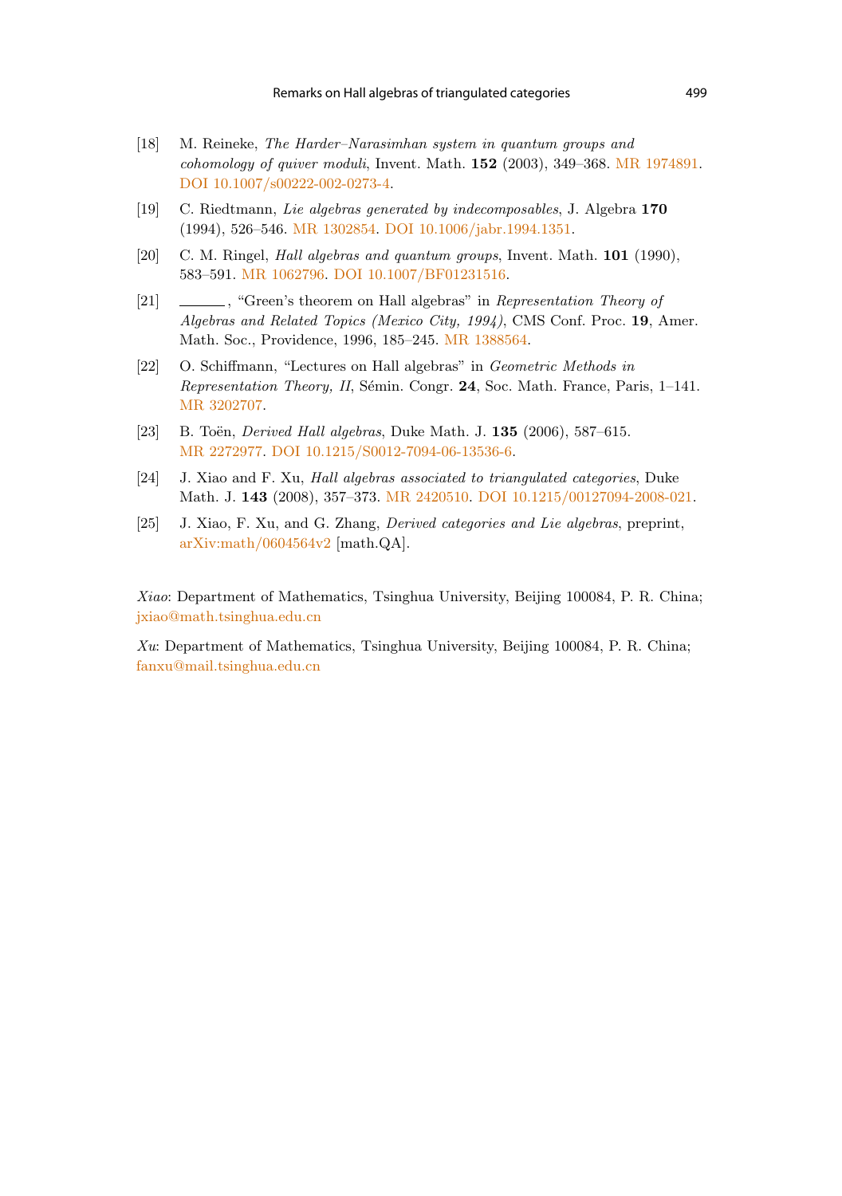[18] M. Reineke, *The Harder–Narasimhan system in quantum groups and cohomology of quiver moduli*, Invent. Math. **152** (2003), 349–368. MR 1974891. DOI 10.1007/s00222-002-0273-4.

[19] C. Riedtmann, *Lie algebras generated by indecomposables*, J. Algebra **170** (1994), 526–546. MR 1302854. DOI 10.1006/jabr.1994.1351.

[20] C. M. Ringel, *Hall algebras and quantum groups*, Invent. Math. **101** (1990), 583–591. MR 1062796. DOI 10.1007/BF01231516.

[21] ———, "Green's theorem on Hall algebras" in *Representation Theory of Algebras and Related Topics (Mexico City, 1994)*, CMS Conf. Proc. **19**, Amer. Math. Soc., Providence, 1996, 185–245. MR 1388564.

[22] O. Schiffmann, "Lectures on Hall algebras" in *Geometric Methods in Representation Theory, II*, Sémin. Congr. **24**, Soc. Math. France, Paris, 1–141. MR 3202707.

[23] B. Toën, *Derived Hall algebras*, Duke Math. J. **135** (2006), 587–615. MR 2272977. DOI 10.1215/S0012-7094-06-13536-6.

[24] J. Xiao and F. Xu, *Hall algebras associated to triangulated categories*, Duke Math. J. **143** (2008), 357–373. MR 2420510. DOI 10.1215/00127094-2008-021.

[25] J. Xiao, F. Xu, and G. Zhang, *Derived categories and Lie algebras*, preprint, arXiv:math/0604564v2 [math.QA].

*Xiao*: Department of Mathematics, Tsinghua University, Beijing 100084, P. R. China; jxiao@math.tsinghua.edu.cn

*Xu*: Department of Mathematics, Tsinghua University, Beijing 100084, P. R. China; fanxu@mail.tsinghua.edu.cn